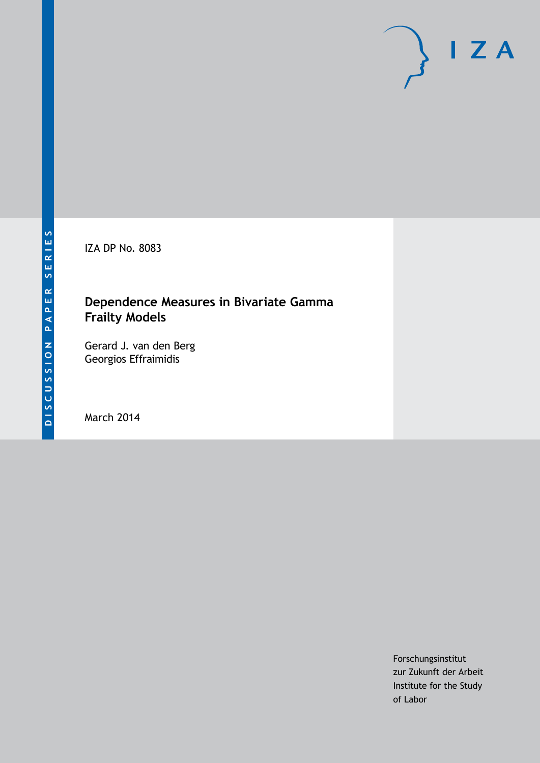DISCUSSION PAPER SERIES

IZA

IZA DP No. 8083

# Dependence Measures in Bivariate Gamma Frailty Models

Gerard J. van den Berg
Georgios Effraimidis

March 2014

Forschungsinstitut
zur Zukunft der Arbeit
Institute for the Study
of Labor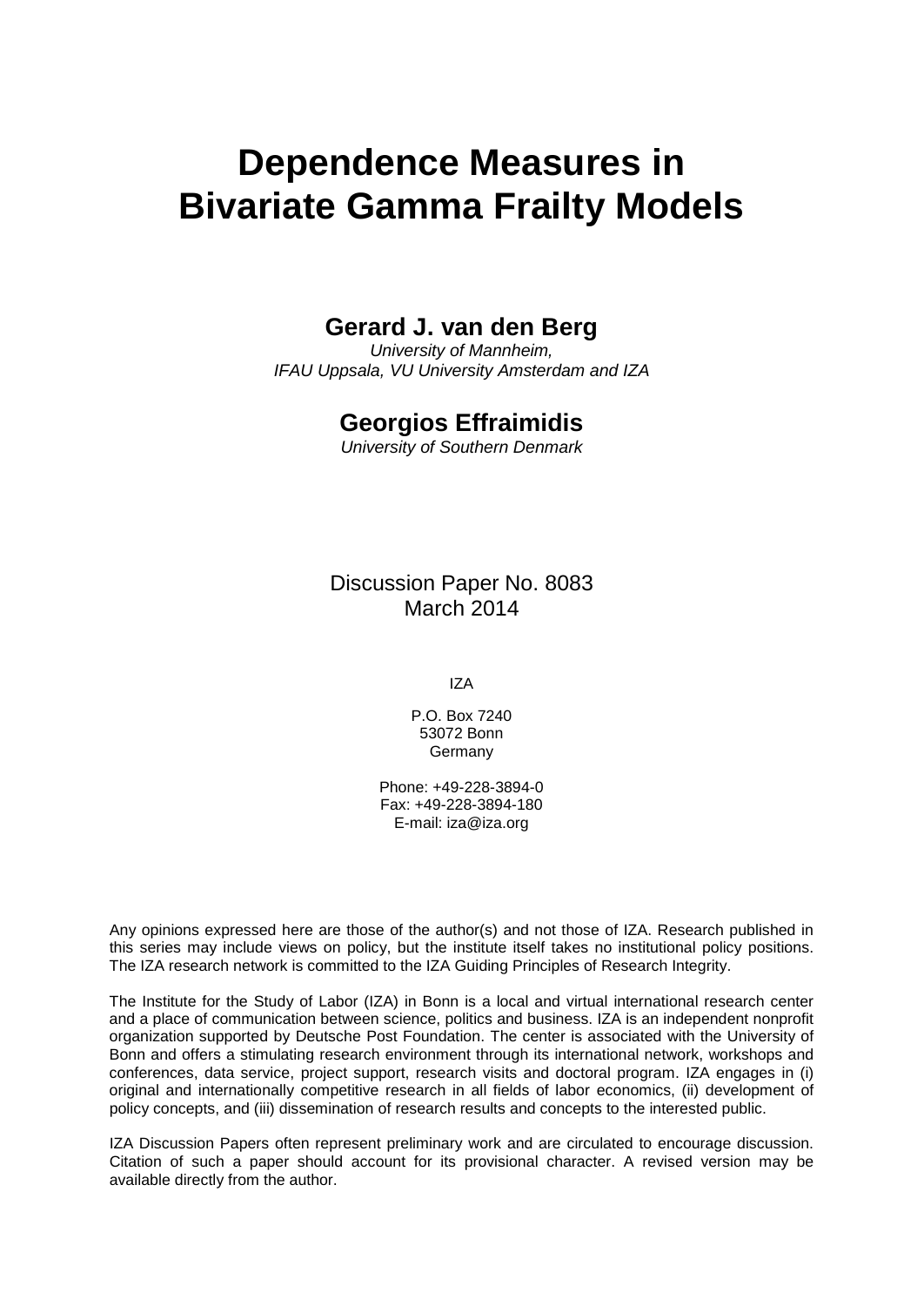# Dependence Measures in Bivariate Gamma Frailty Models

**Gerard J. van den Berg**

*University of Mannheim,*
*IFAU Uppsala, VU University Amsterdam and IZA*

**Georgios Effraimidis**

*University of Southern Denmark*

Discussion Paper No. 8083
March 2014

IZA

P.O. Box 7240
53072 Bonn
Germany

Phone: +49-228-3894-0
Fax: +49-228-3894-180
E-mail: iza@iza.org

Any opinions expressed here are those of the author(s) and not those of IZA. Research published in this series may include views on policy, but the institute itself takes no institutional policy positions. The IZA research network is committed to the IZA Guiding Principles of Research Integrity.

The Institute for the Study of Labor (IZA) in Bonn is a local and virtual international research center and a place of communication between science, politics and business. IZA is an independent nonprofit organization supported by Deutsche Post Foundation. The center is associated with the University of Bonn and offers a stimulating research environment through its international network, workshops and conferences, data service, project support, research visits and doctoral program. IZA engages in (i) original and internationally competitive research in all fields of labor economics, (ii) development of policy concepts, and (iii) dissemination of research results and concepts to the interested public.

IZA Discussion Papers often represent preliminary work and are circulated to encourage discussion. Citation of such a paper should account for its provisional character. A revised version may be available directly from the author.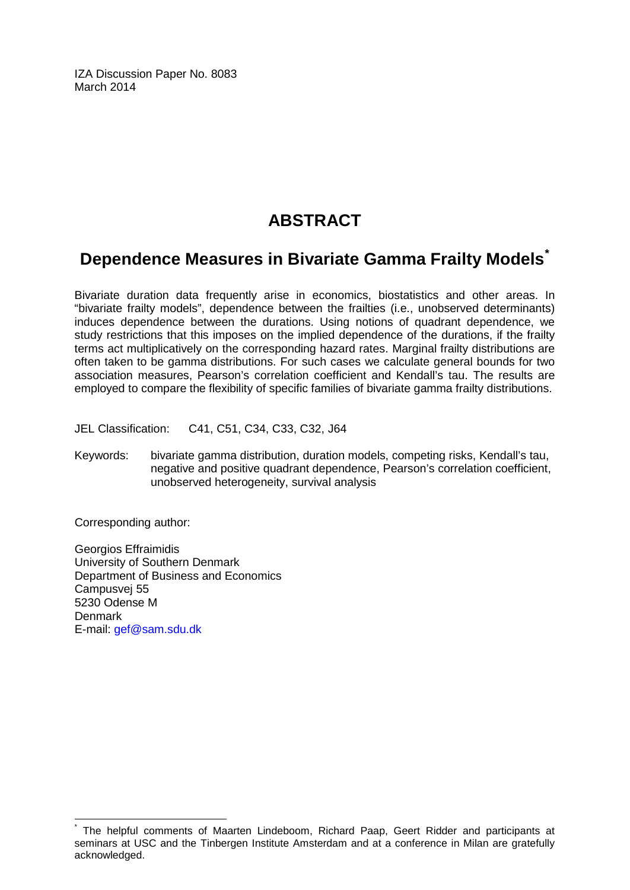IZA Discussion Paper No. 8083
March 2014

# ABSTRACT

## Dependence Measures in Bivariate Gamma Frailty Models[*]

Bivariate duration data frequently arise in economics, biostatistics and other areas. In "bivariate frailty models", dependence between the frailties (i.e., unobserved determinants) induces dependence between the durations. Using notions of quadrant dependence, we study restrictions that this imposes on the implied dependence of the durations, if the frailty terms act multiplicatively on the corresponding hazard rates. Marginal frailty distributions are often taken to be gamma distributions. For such cases we calculate general bounds for two association measures, Pearson's correlation coefficient and Kendall's tau. The results are employed to compare the flexibility of specific families of bivariate gamma frailty distributions.

JEL Classification: C41, C51, C34, C33, C32, J64

Keywords: bivariate gamma distribution, duration models, competing risks, Kendall's tau, negative and positive quadrant dependence, Pearson's correlation coefficient, unobserved heterogeneity, survival analysis

Corresponding author:

Georgios Effraimidis
University of Southern Denmark
Department of Business and Economics
Campusvej 55
5230 Odense M
Denmark
E-mail: gef@sam.sdu.dk

[*] The helpful comments of Maarten Lindeboom, Richard Paap, Geert Ridder and participants at seminars at USC and the Tinbergen Institute Amsterdam and at a conference in Milan are gratefully acknowledged.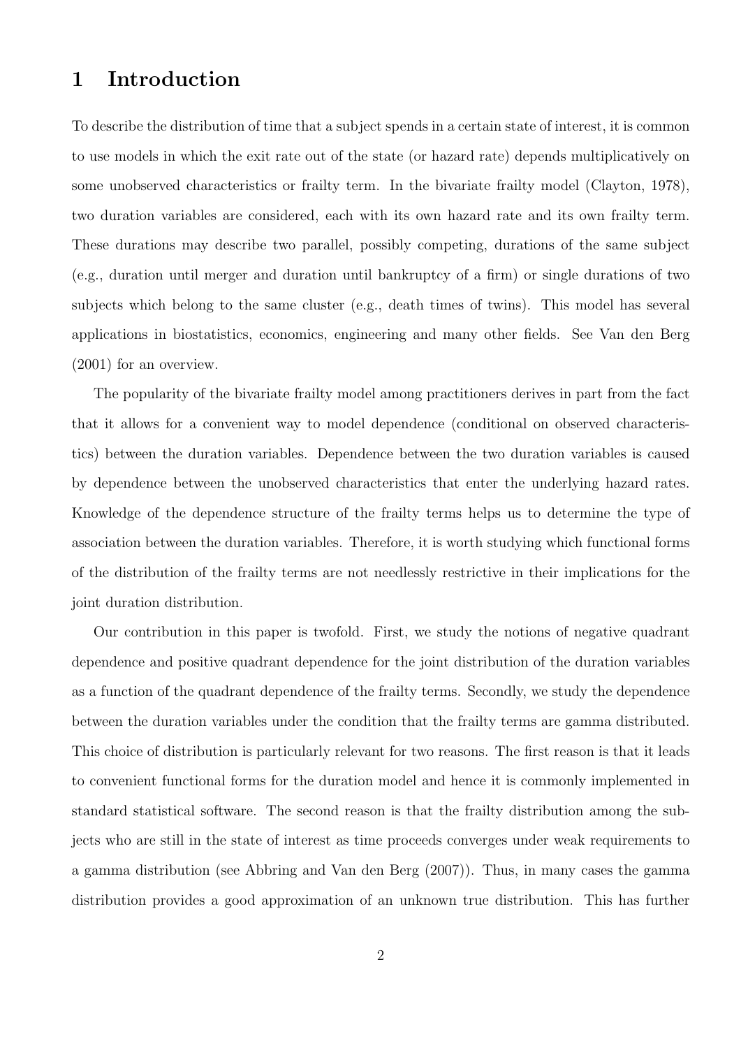# 1 Introduction

To describe the distribution of time that a subject spends in a certain state of interest, it is common to use models in which the exit rate out of the state (or hazard rate) depends multiplicatively on some unobserved characteristics or frailty term. In the bivariate frailty model (Clayton, 1978), two duration variables are considered, each with its own hazard rate and its own frailty term. These durations may describe two parallel, possibly competing, durations of the same subject (e.g., duration until merger and duration until bankruptcy of a firm) or single durations of two subjects which belong to the same cluster (e.g., death times of twins). This model has several applications in biostatistics, economics, engineering and many other fields. See Van den Berg (2001) for an overview.

The popularity of the bivariate frailty model among practitioners derives in part from the fact that it allows for a convenient way to model dependence (conditional on observed characteristics) between the duration variables. Dependence between the two duration variables is caused by dependence between the unobserved characteristics that enter the underlying hazard rates. Knowledge of the dependence structure of the frailty terms helps us to determine the type of association between the duration variables. Therefore, it is worth studying which functional forms of the distribution of the frailty terms are not needlessly restrictive in their implications for the joint duration distribution.

Our contribution in this paper is twofold. First, we study the notions of negative quadrant dependence and positive quadrant dependence for the joint distribution of the duration variables as a function of the quadrant dependence of the frailty terms. Secondly, we study the dependence between the duration variables under the condition that the frailty terms are gamma distributed. This choice of distribution is particularly relevant for two reasons. The first reason is that it leads to convenient functional forms for the duration model and hence it is commonly implemented in standard statistical software. The second reason is that the frailty distribution among the subjects who are still in the state of interest as time proceeds converges under weak requirements to a gamma distribution (see Abbring and Van den Berg (2007)). Thus, in many cases the gamma distribution provides a good approximation of an unknown true distribution. This has further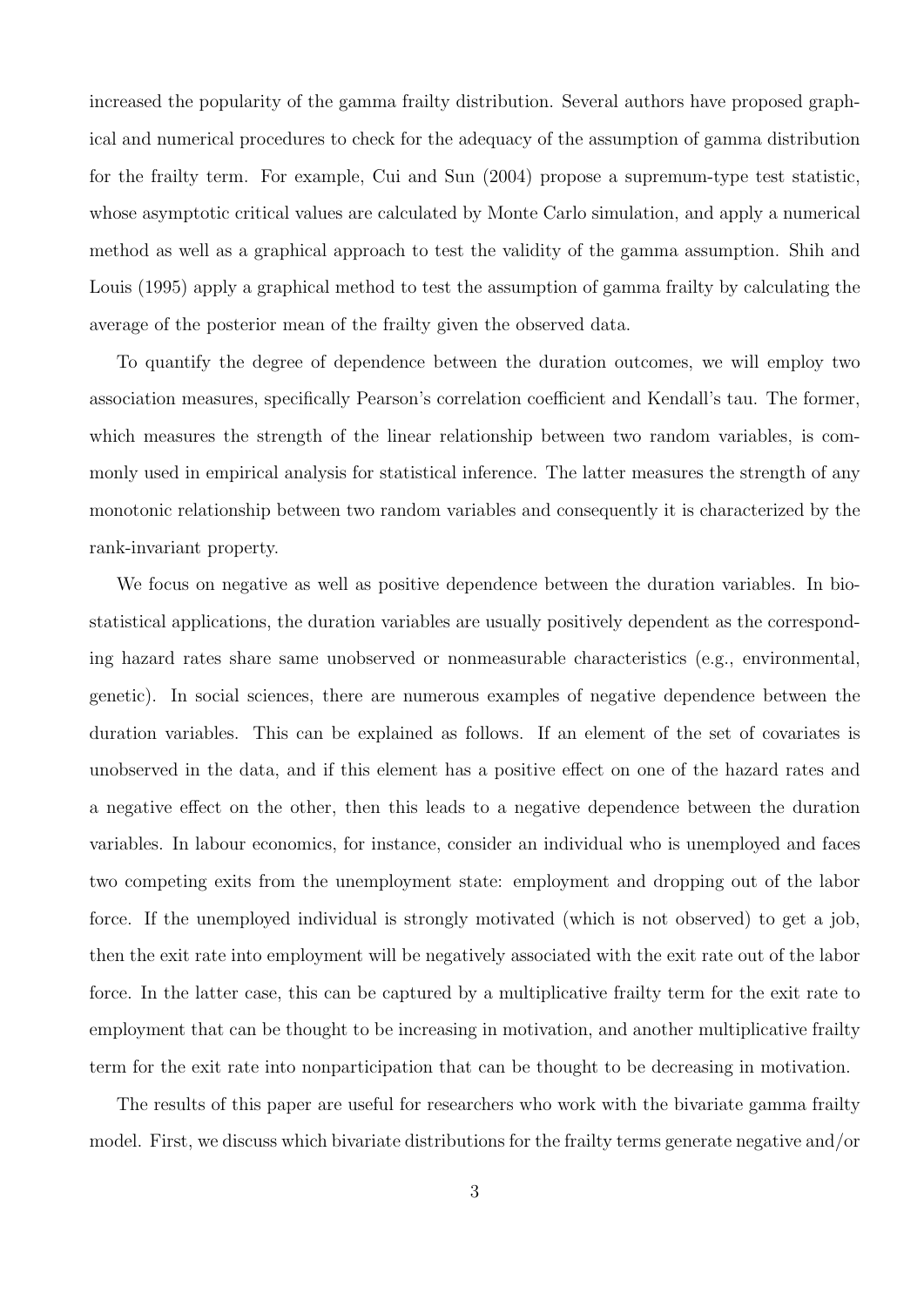increased the popularity of the gamma frailty distribution. Several authors have proposed graphical and numerical procedures to check for the adequacy of the assumption of gamma distribution for the frailty term. For example, Cui and Sun (2004) propose a supremum-type test statistic, whose asymptotic critical values are calculated by Monte Carlo simulation, and apply a numerical method as well as a graphical approach to test the validity of the gamma assumption. Shih and Louis (1995) apply a graphical method to test the assumption of gamma frailty by calculating the average of the posterior mean of the frailty given the observed data.

To quantify the degree of dependence between the duration outcomes, we will employ two association measures, specifically Pearson's correlation coefficient and Kendall's tau. The former, which measures the strength of the linear relationship between two random variables, is commonly used in empirical analysis for statistical inference. The latter measures the strength of any monotonic relationship between two random variables and consequently it is characterized by the rank-invariant property.

We focus on negative as well as positive dependence between the duration variables. In biostatistical applications, the duration variables are usually positively dependent as the corresponding hazard rates share same unobserved or nonmeasurable characteristics (e.g., environmental, genetic). In social sciences, there are numerous examples of negative dependence between the duration variables. This can be explained as follows. If an element of the set of covariates is unobserved in the data, and if this element has a positive effect on one of the hazard rates and a negative effect on the other, then this leads to a negative dependence between the duration variables. In labour economics, for instance, consider an individual who is unemployed and faces two competing exits from the unemployment state: employment and dropping out of the labor force. If the unemployed individual is strongly motivated (which is not observed) to get a job, then the exit rate into employment will be negatively associated with the exit rate out of the labor force. In the latter case, this can be captured by a multiplicative frailty term for the exit rate to employment that can be thought to be increasing in motivation, and another multiplicative frailty term for the exit rate into nonparticipation that can be thought to be decreasing in motivation.

The results of this paper are useful for researchers who work with the bivariate gamma frailty model. First, we discuss which bivariate distributions for the frailty terms generate negative and/or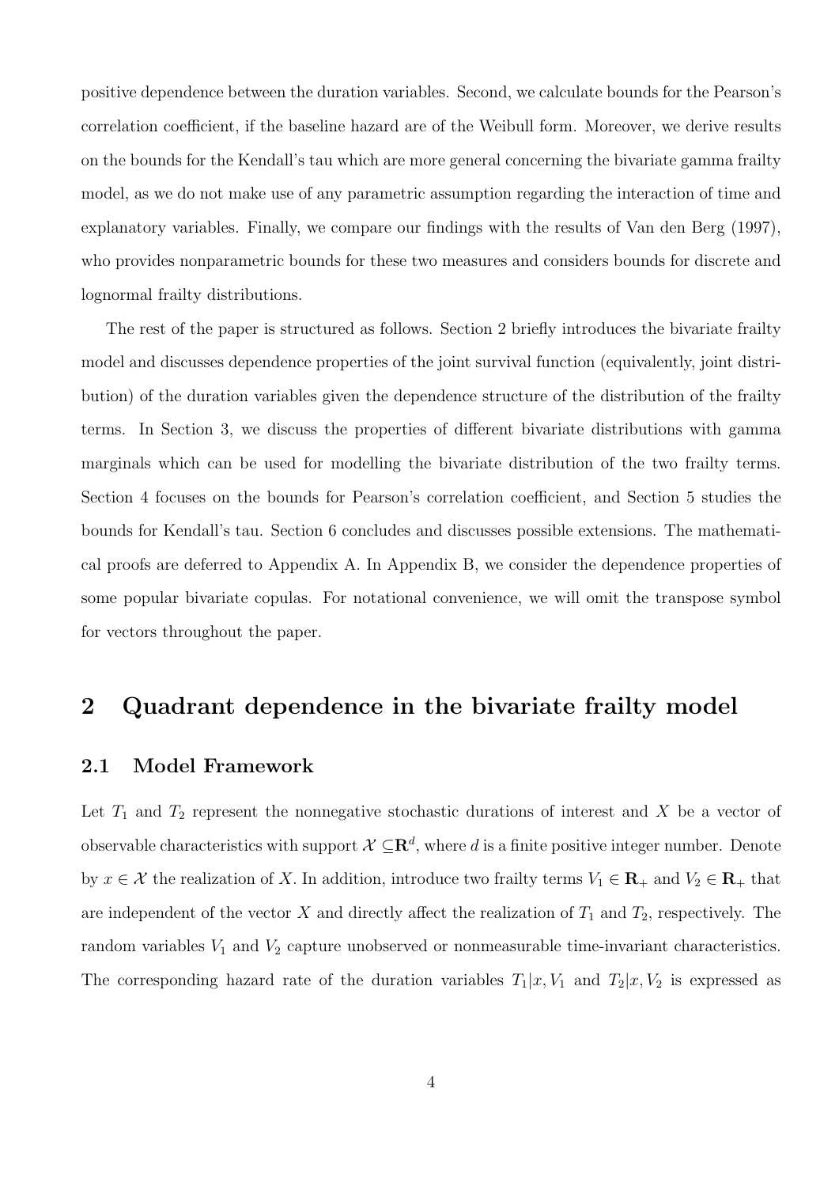positive dependence between the duration variables. Second, we calculate bounds for the Pearson's correlation coefficient, if the baseline hazard are of the Weibull form. Moreover, we derive results on the bounds for the Kendall's tau which are more general concerning the bivariate gamma frailty model, as we do not make use of any parametric assumption regarding the interaction of time and explanatory variables. Finally, we compare our findings with the results of Van den Berg (1997), who provides nonparametric bounds for these two measures and considers bounds for discrete and lognormal frailty distributions.

The rest of the paper is structured as follows. Section 2 briefly introduces the bivariate frailty model and discusses dependence properties of the joint survival function (equivalently, joint distribution) of the duration variables given the dependence structure of the distribution of the frailty terms. In Section 3, we discuss the properties of different bivariate distributions with gamma marginals which can be used for modelling the bivariate distribution of the two frailty terms. Section 4 focuses on the bounds for Pearson's correlation coefficient, and Section 5 studies the bounds for Kendall's tau. Section 6 concludes and discusses possible extensions. The mathematical proofs are deferred to Appendix A. In Appendix B, we consider the dependence properties of some popular bivariate copulas. For notational convenience, we will omit the transpose symbol for vectors throughout the paper.

## 2 Quadrant dependence in the bivariate frailty model

### 2.1 Model Framework

Let $T_1$ and $T_2$ represent the nonnegative stochastic durations of interest and $X$ be a vector of observable characteristics with support $\mathcal{X} \subseteq \mathbf{R}^d$, where $d$ is a finite positive integer number. Denote by $x \in \mathcal{X}$ the realization of $X$. In addition, introduce two frailty terms $V_1 \in \mathbf{R}_+$ and $V_2 \in \mathbf{R}_+$ that are independent of the vector $X$ and directly affect the realization of $T_1$ and $T_2$, respectively. The random variables $V_1$ and $V_2$ capture unobserved or nonmeasurable time-invariant characteristics. The corresponding hazard rate of the duration variables $T_1|x, V_1$ and $T_2|x, V_2$ is expressed as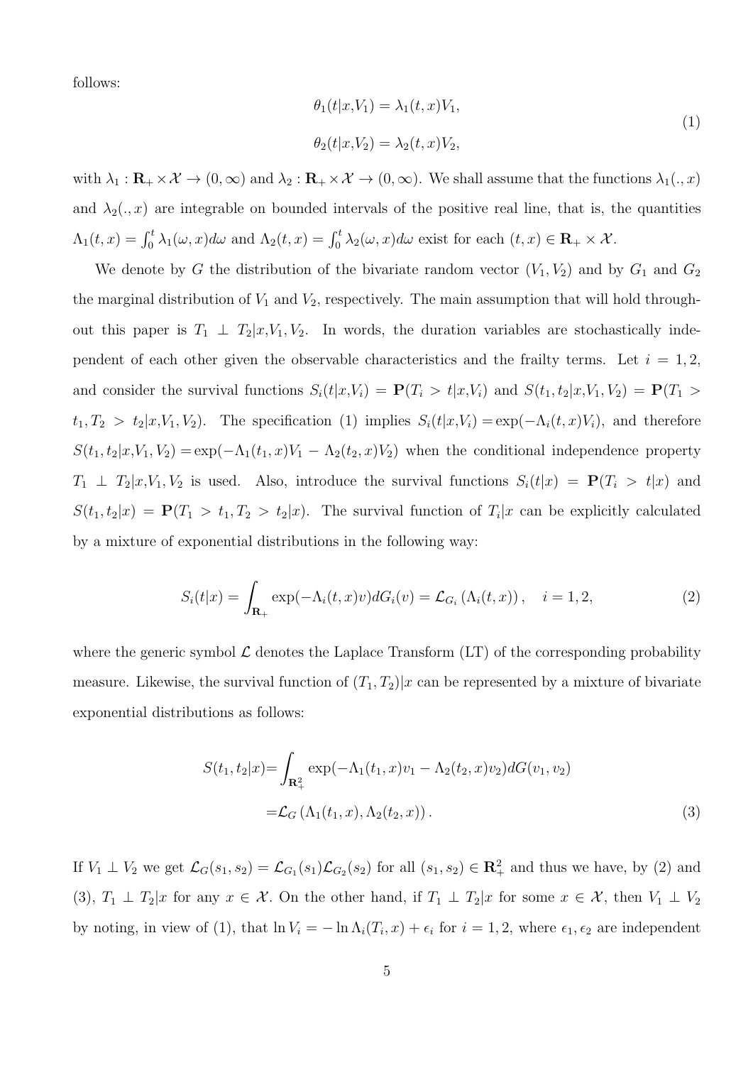follows:

$$
\begin{aligned}
\theta_1(t|x,V_1) &= \lambda_1(t,x)V_1, \\
\theta_2(t|x,V_2) &= \lambda_2(t,x)V_2,
\end{aligned}
\tag{1}
$$

with $\lambda_1 : \mathbf{R}_+ \times \mathcal{X} \to (0,\infty)$ and $\lambda_2 : \mathbf{R}_+ \times \mathcal{X} \to (0,\infty)$. We shall assume that the functions $\lambda_1(.,x)$ and $\lambda_2(.,x)$ are integrable on bounded intervals of the positive real line, that is, the quantities $\Lambda_1(t,x) = \int_0^t \lambda_1(\omega,x)d\omega$ and $\Lambda_2(t,x) = \int_0^t \lambda_2(\omega,x)d\omega$ exist for each $(t,x) \in \mathbf{R}_+ \times \mathcal{X}$.

We denote by $G$ the distribution of the bivariate random vector $(V_1, V_2)$ and by $G_1$ and $G_2$ the marginal distribution of $V_1$ and $V_2$, respectively. The main assumption that will hold throughout this paper is $T_1 \perp T_2|x,V_1,V_2$. In words, the duration variables are stochastically independent of each other given the observable characteristics and the frailty terms. Let $i = 1, 2$, and consider the survival functions $S_i(t|x,V_i) = \mathbf{P}(T_i > t|x,V_i)$ and $S(t_1,t_2|x,V_1,V_2) = \mathbf{P}(T_1 > t_1, T_2 > t_2|x,V_1,V_2)$. The specification (1) implies $S_i(t|x,V_i) = \exp(-\Lambda_i(t,x)V_i)$, and therefore $S(t_1,t_2|x,V_1,V_2) = \exp(-\Lambda_1(t_1,x)V_1 - \Lambda_2(t_2,x)V_2)$ when the conditional independence property $T_1 \perp T_2|x,V_1,V_2$ is used. Also, introduce the survival functions $S_i(t|x) = \mathbf{P}(T_i > t|x)$ and $S(t_1,t_2|x) = \mathbf{P}(T_1 > t_1, T_2 > t_2|x)$. The survival function of $T_i|x$ can be explicitly calculated by a mixture of exponential distributions in the following way:

$$
S_i(t|x) = \int_{\mathbf{R}_+} \exp(-\Lambda_i(t,x)v)dG_i(v) = \mathcal{L}_{G_i}\left(\Lambda_i(t,x)\right), \quad i = 1,2,
\tag{2}
$$

where the generic symbol $\mathcal{L}$ denotes the Laplace Transform (LT) of the corresponding probability measure. Likewise, the survival function of $(T_1, T_2)|x$ can be represented by a mixture of bivariate exponential distributions as follows:

$$
\begin{aligned}
S(t_1,t_2|x) &= \int_{\mathbf{R}_+^2} \exp(-\Lambda_1(t_1,x)v_1 - \Lambda_2(t_2,x)v_2)dG(v_1,v_2) \\
&= \mathcal{L}_G\left(\Lambda_1(t_1,x), \Lambda_2(t_2,x)\right).
\end{aligned}
\tag{3}
$$

If $V_1 \perp V_2$ we get $\mathcal{L}_G(s_1,s_2) = \mathcal{L}_{G_1}(s_1)\mathcal{L}_{G_2}(s_2)$ for all $(s_1,s_2) \in \mathbf{R}_+^2$ and thus we have, by (2) and (3), $T_1 \perp T_2|x$ for any $x \in \mathcal{X}$. On the other hand, if $T_1 \perp T_2|x$ for some $x \in \mathcal{X}$, then $V_1 \perp V_2$ by noting, in view of (1), that $\ln V_i = -\ln \Lambda_i(T_i,x) + \epsilon_i$ for $i = 1,2$, where $\epsilon_1, \epsilon_2$ are independent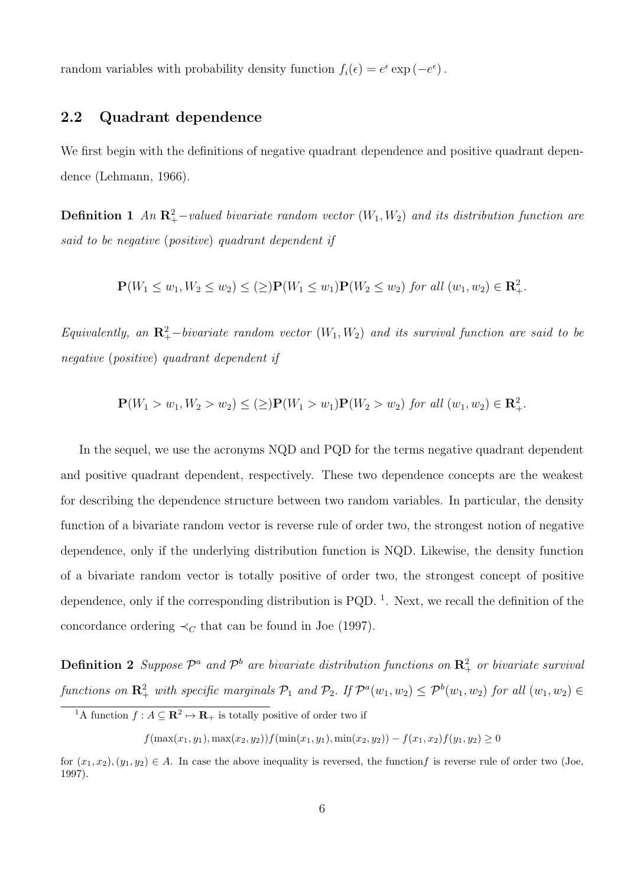random variables with probability density function $f_i(\epsilon) = e^{\epsilon} \exp\left(-e^{\epsilon}\right)$.

## 2.2 Quadrant dependence

We first begin with the definitions of negative quadrant dependence and positive quadrant dependence (Lehmann, 1966).

**Definition 1** *An $\mathbf{R}_+^2-$valued bivariate random vector $(W_1, W_2)$ and its distribution function are said to be negative (positive) quadrant dependent if*

$$\mathbf{P}(W_1 \leq w_1, W_2 \leq w_2) \leq (\geq) \mathbf{P}(W_1 \leq w_1)\mathbf{P}(W_2 \leq w_2) \text{ for all } (w_1, w_2) \in \mathbf{R}_+^2.$$

*Equivalently, an $\mathbf{R}_+^2-$bivariate random vector $(W_1, W_2)$ and its survival function are said to be negative (positive) quadrant dependent if*

$$\mathbf{P}(W_1 > w_1, W_2 > w_2) \leq (\geq) \mathbf{P}(W_1 > w_1)\mathbf{P}(W_2 > w_2) \text{ for all } (w_1, w_2) \in \mathbf{R}_+^2.$$

In the sequel, we use the acronyms NQD and PQD for the terms negative quadrant dependent and positive quadrant dependent, respectively. These two dependence concepts are the weakest for describing the dependence structure between two random variables. In particular, the density function of a bivariate random vector is reverse rule of order two, the strongest notion of negative dependence, only if the underlying distribution function is NQD. Likewise, the density function of a bivariate random vector is totally positive of order two, the strongest concept of positive dependence, only if the corresponding distribution is PQD. [1]. Next, we recall the definition of the concordance ordering $\prec_C$ that can be found in Joe (1997).

**Definition 2** *Suppose $\mathcal{P}^a$ and $\mathcal{P}^b$ are bivariate distribution functions on $\mathbf{R}_+^2$ or bivariate survival functions on $\mathbf{R}_+^2$ with specific marginals $\mathcal{P}_1$ and $\mathcal{P}_2$. If $\mathcal{P}^a(w_1, w_2) \leq \mathcal{P}^b(w_1, w_2)$ for all $(w_1, w_2) \in$*

---

[1] A function $f : A \subseteq \mathbf{R}^2 \mapsto \mathbf{R}_+$ is totally positive of order two if

$$f(\max(x_1, y_1), \max(x_2, y_2)) f(\min(x_1, y_1), \min(x_2, y_2)) - f(x_1, x_2) f(y_1, y_2) \geq 0$$

for $(x_1, x_2), (y_1, y_2) \in A$. In case the above inequality is reversed, the function$f$ is reverse rule of order two (Joe, 1997).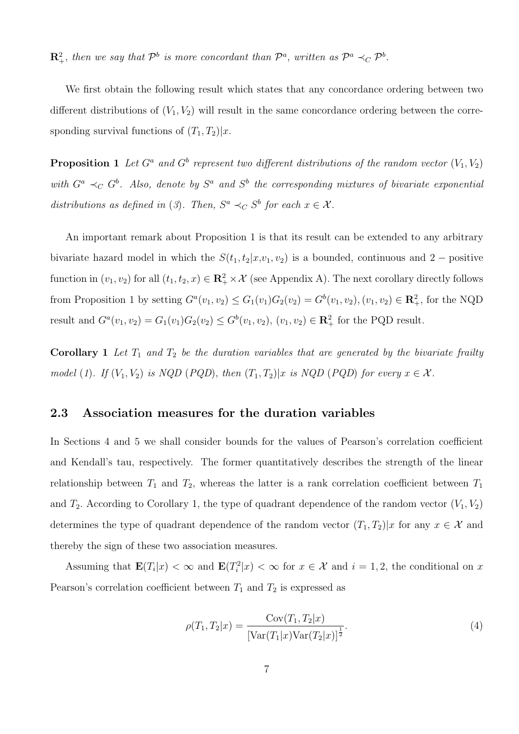$\mathbf{R}_+^2$, *then we say that* $\mathcal{P}^b$ *is more concordant than* $\mathcal{P}^a$, *written as* $\mathcal{P}^a \prec_C \mathcal{P}^b$.

We first obtain the following result which states that any concordance ordering between two different distributions of $(V_1, V_2)$ will result in the same concordance ordering between the corresponding survival functions of $(T_1, T_2)|x$.

**Proposition 1** *Let* $G^a$ *and* $G^b$ *represent two different distributions of the random vector* $(V_1, V_2)$ *with* $G^a \prec_C G^b$. *Also, denote by* $S^a$ *and* $S^b$ *the corresponding mixtures of bivariate exponential distributions as defined in (3). Then,* $S^a \prec_C S^b$ *for each* $x \in \mathcal{X}$.

An important remark about Proposition 1 is that its result can be extended to any arbitrary bivariate hazard model in which the $S(t_1, t_2|x, v_1, v_2)$ is a bounded, continuous and $2-$positive function in $(v_1, v_2)$ for all $(t_1, t_2, x) \in \mathbf{R}_+^2 \times \mathcal{X}$ (see Appendix A). The next corollary directly follows from Proposition 1 by setting $G^a(v_1, v_2) \leq G_1(v_1)G_2(v_2) = G^b(v_1, v_2), (v_1, v_2) \in \mathbf{R}_+^2$, for the NQD result and $G^a(v_1, v_2) = G_1(v_1)G_2(v_2) \leq G^b(v_1, v_2)$, $(v_1, v_2) \in \mathbf{R}_+^2$ for the PQD result.

**Corollary 1** *Let* $T_1$ *and* $T_2$ *be the duration variables that are generated by the bivariate frailty model (1). If* $(V_1, V_2)$ *is NQD (PQD), then* $(T_1, T_2)|x$ *is NQD (PQD) for every* $x \in \mathcal{X}$.

## 2.3 Association measures for the duration variables

In Sections 4 and 5 we shall consider bounds for the values of Pearson's correlation coefficient and Kendall's tau, respectively. The former quantitatively describes the strength of the linear relationship between $T_1$ and $T_2$, whereas the latter is a rank correlation coefficient between $T_1$ and $T_2$. According to Corollary 1, the type of quadrant dependence of the random vector $(V_1, V_2)$ determines the type of quadrant dependence of the random vector $(T_1, T_2)|x$ for any $x \in \mathcal{X}$ and thereby the sign of these two association measures.

Assuming that $\mathbf{E}(T_i|x) < \infty$ and $\mathbf{E}(T_i^2|x) < \infty$ for $x \in \mathcal{X}$ and $i = 1, 2$, the conditional on $x$ Pearson's correlation coefficient between $T_1$ and $T_2$ is expressed as

$$\rho(T_1, T_2|x) = \frac{\text{Cov}(T_1, T_2|x)}{[\text{Var}(T_1|x)\text{Var}(T_2|x)]^{\frac{1}{2}}}. \tag{4}$$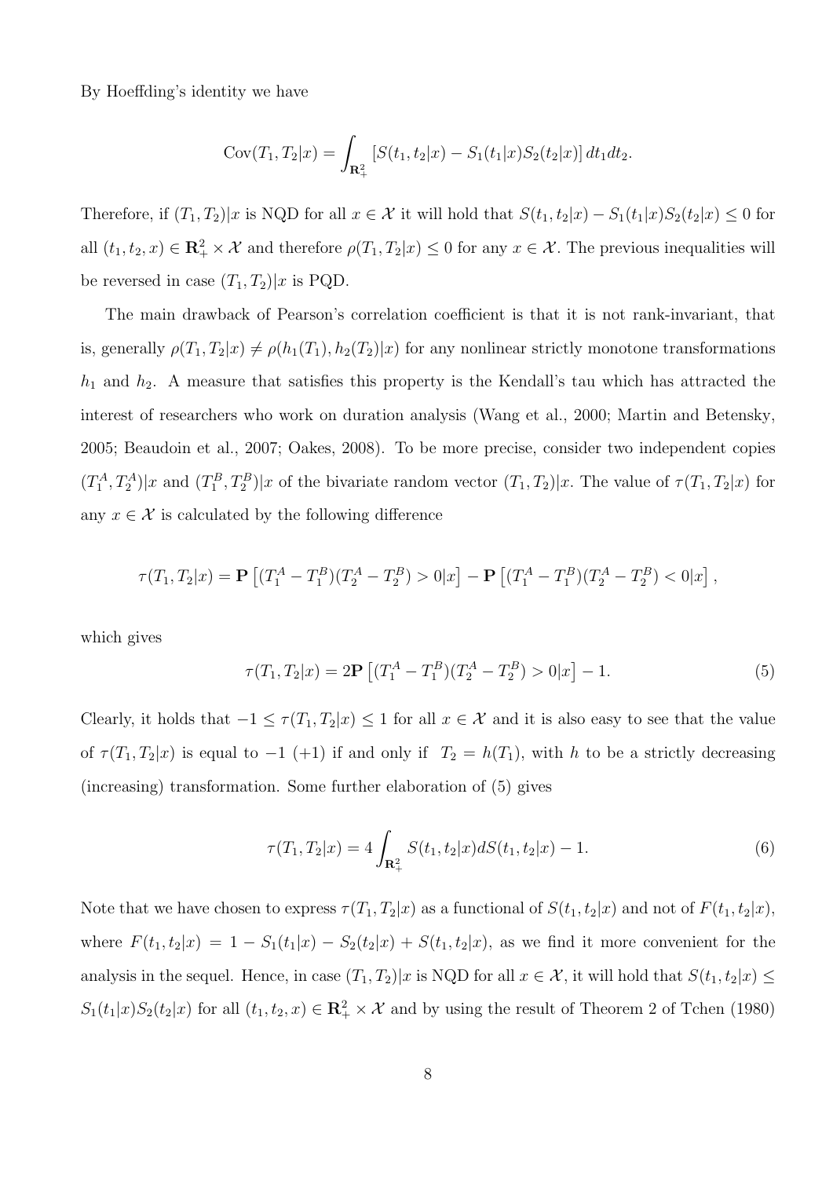By Hoeffding's identity we have

$$\text{Cov}(T_1, T_2|x) = \int_{\mathbf{R}_+^2} \left[S(t_1, t_2|x) - S_1(t_1|x)S_2(t_2|x)\right] dt_1 dt_2.$$

Therefore, if $(T_1, T_2)|x$ is NQD for all $x \in \mathcal{X}$ it will hold that $S(t_1, t_2|x) - S_1(t_1|x)S_2(t_2|x) \leq 0$ for all $(t_1, t_2, x) \in \mathbf{R}_+^2 \times \mathcal{X}$ and therefore $\rho(T_1, T_2|x) \leq 0$ for any $x \in \mathcal{X}$. The previous inequalities will be reversed in case $(T_1, T_2)|x$ is PQD.

The main drawback of Pearson's correlation coefficient is that it is not rank-invariant, that is, generally $\rho(T_1, T_2|x) \neq \rho(h_1(T_1), h_2(T_2)|x)$ for any nonlinear strictly monotone transformations $h_1$ and $h_2$. A measure that satisfies this property is the Kendall's tau which has attracted the interest of researchers who work on duration analysis (Wang et al., 2000; Martin and Betensky, 2005; Beaudoin et al., 2007; Oakes, 2008). To be more precise, consider two independent copies $(T_1^A, T_2^A)|x$ and $(T_1^B, T_2^B)|x$ of the bivariate random vector $(T_1, T_2)|x$. The value of $\tau(T_1, T_2|x)$ for any $x \in \mathcal{X}$ is calculated by the following difference

$$\tau(T_1, T_2|x) = \mathbf{P}\left[(T_1^A - T_1^B)(T_2^A - T_2^B) > 0|x\right] - \mathbf{P}\left[(T_1^A - T_1^B)(T_2^A - T_2^B) < 0|x\right],$$

which gives

$$\tau(T_1, T_2|x) = 2\mathbf{P}\left[(T_1^A - T_1^B)(T_2^A - T_2^B) > 0|x\right] - 1. \tag{5}$$

Clearly, it holds that $-1 \leq \tau(T_1, T_2|x) \leq 1$ for all $x \in \mathcal{X}$ and it is also easy to see that the value of $\tau(T_1, T_2|x)$ is equal to $-1$ $(+1)$ if and only if $T_2 = h(T_1)$, with $h$ to be a strictly decreasing (increasing) transformation. Some further elaboration of (5) gives

$$\tau(T_1, T_2|x) = 4\int_{\mathbf{R}_+^2} S(t_1, t_2|x) dS(t_1, t_2|x) - 1. \tag{6}$$

Note that we have chosen to express $\tau(T_1, T_2|x)$ as a functional of $S(t_1, t_2|x)$ and not of $F(t_1, t_2|x)$, where $F(t_1, t_2|x) = 1 - S_1(t_1|x) - S_2(t_2|x) + S(t_1, t_2|x)$, as we find it more convenient for the analysis in the sequel. Hence, in case $(T_1, T_2)|x$ is NQD for all $x \in \mathcal{X}$, it will hold that $S(t_1, t_2|x) \leq S_1(t_1|x)S_2(t_2|x)$ for all $(t_1, t_2, x) \in \mathbf{R}_+^2 \times \mathcal{X}$ and by using the result of Theorem 2 of Tchen (1980)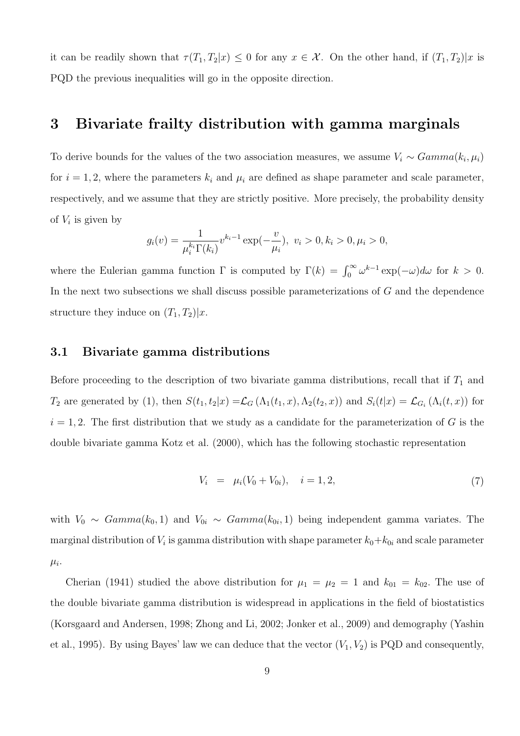it can be readily shown that $\tau(T_1, T_2|x) \leq 0$ for any $x \in \mathcal{X}$. On the other hand, if $(T_1, T_2)|x$ is PQD the previous inequalities will go in the opposite direction.

## 3 Bivariate frailty distribution with gamma marginals

To derive bounds for the values of the two association measures, we assume $V_i \sim Gamma(k_i, \mu_i)$ for $i = 1, 2$, where the parameters $k_i$ and $\mu_i$ are defined as shape parameter and scale parameter, respectively, and we assume that they are strictly positive. More precisely, the probability density of $V_i$ is given by

$$g_i(v) = \frac{1}{\mu_i^{k_i}\Gamma(k_i)} v^{k_i - 1} \exp(-\frac{v}{\mu_i}), \;\; v_i > 0, k_i > 0, \mu_i > 0,$$

where the Eulerian gamma function $\Gamma$ is computed by $\Gamma(k) = \int_0^\infty \omega^{k-1} \exp(-\omega) d\omega$ for $k > 0$. In the next two subsections we shall discuss possible parameterizations of $G$ and the dependence structure they induce on $(T_1, T_2)|x$.

### 3.1 Bivariate gamma distributions

Before proceeding to the description of two bivariate gamma distributions, recall that if $T_1$ and $T_2$ are generated by (1), then $S(t_1, t_2|x) = \mathcal{L}_G\left(\Lambda_1(t_1, x), \Lambda_2(t_2, x)\right)$ and $S_i(t|x) = \mathcal{L}_{G_i}\left(\Lambda_i(t, x)\right)$ for $i = 1, 2$. The first distribution that we study as a candidate for the parameterization of $G$ is the double bivariate gamma Kotz et al. (2000), which has the following stochastic representation

$$V_i \;\; = \;\; \mu_i(V_0 + V_{0i}), \quad i = 1, 2, \tag{7}$$

with $V_0 \sim Gamma(k_0, 1)$ and $V_{0i} \sim Gamma(k_{0i}, 1)$ being independent gamma variates. The marginal distribution of $V_i$ is gamma distribution with shape parameter $k_0 + k_{0i}$ and scale parameter $\mu_i$.

Cherian (1941) studied the above distribution for $\mu_1 = \mu_2 = 1$ and $k_{01} = k_{02}$. The use of the double bivariate gamma distribution is widespread in applications in the field of biostatistics (Korsgaard and Andersen, 1998; Zhong and Li, 2002; Jonker et al., 2009) and demography (Yashin et al., 1995). By using Bayes' law we can deduce that the vector $(V_1, V_2)$ is PQD and consequently,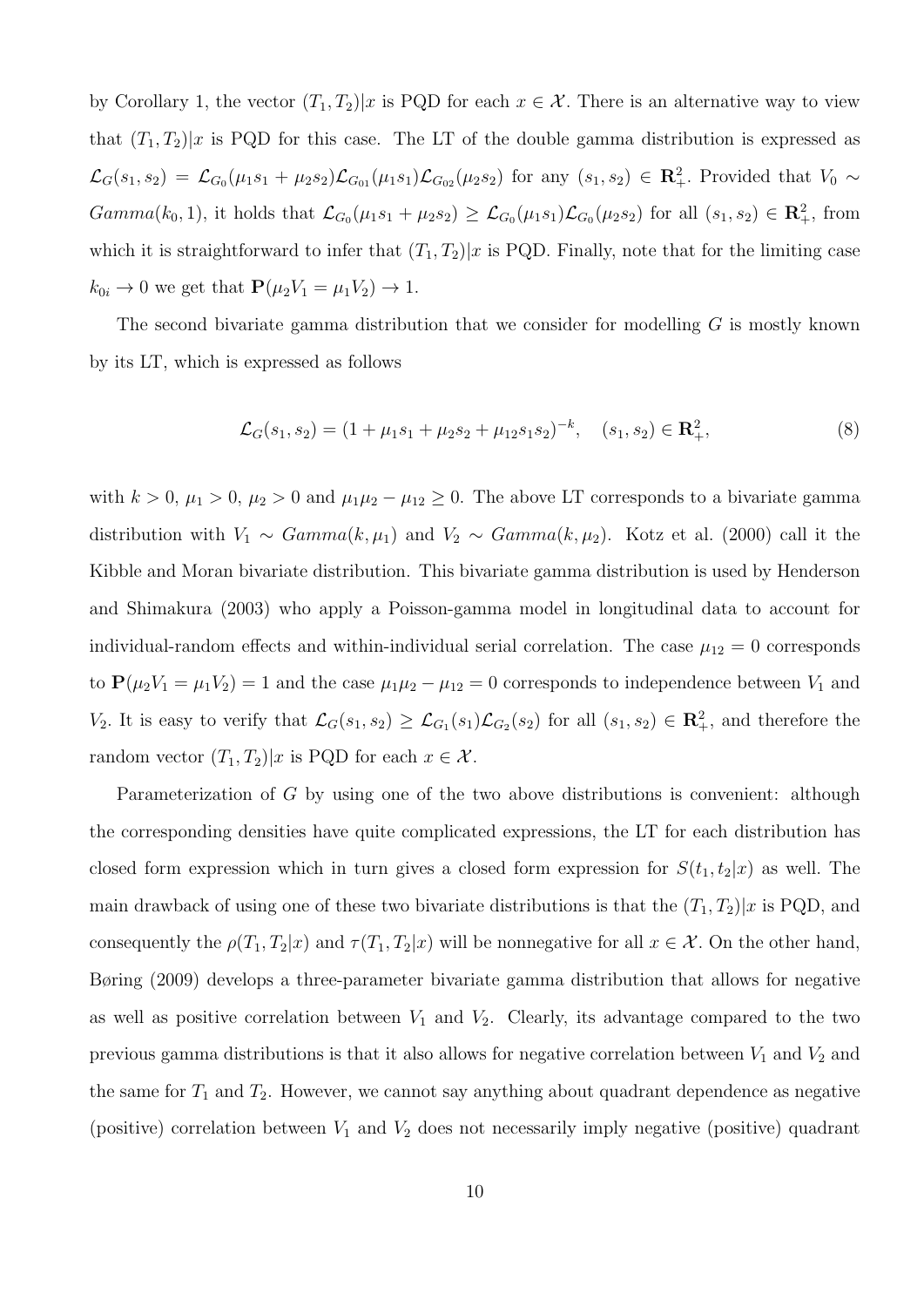by Corollary 1, the vector $(T_1, T_2)|x$ is PQD for each $x \in \mathcal{X}$. There is an alternative way to view that $(T_1, T_2)|x$ is PQD for this case. The LT of the double gamma distribution is expressed as $\mathcal{L}_G(s_1, s_2) = \mathcal{L}_{G_0}(\mu_1 s_1 + \mu_2 s_2)\mathcal{L}_{G_{01}}(\mu_1 s_1)\mathcal{L}_{G_{02}}(\mu_2 s_2)$ for any $(s_1, s_2) \in \mathbf{R}_+^2$. Provided that $V_0 \sim Gamma(k_0, 1)$, it holds that $\mathcal{L}_{G_0}(\mu_1 s_1 + \mu_2 s_2) \geq \mathcal{L}_{G_0}(\mu_1 s_1)\mathcal{L}_{G_0}(\mu_2 s_2)$ for all $(s_1, s_2) \in \mathbf{R}_+^2$, from which it is straightforward to infer that $(T_1, T_2)|x$ is PQD. Finally, note that for the limiting case $k_{0i} \to 0$ we get that $\mathbf{P}(\mu_2 V_1 = \mu_1 V_2) \to 1$.

The second bivariate gamma distribution that we consider for modelling $G$ is mostly known by its LT, which is expressed as follows

$$\mathcal{L}_G(s_1, s_2) = (1 + \mu_1 s_1 + \mu_2 s_2 + \mu_{12} s_1 s_2)^{-k}, \quad (s_1, s_2) \in \mathbf{R}_+^2, \tag{8}$$

with $k > 0$, $\mu_1 > 0$, $\mu_2 > 0$ and $\mu_1 \mu_2 - \mu_{12} \geq 0$. The above LT corresponds to a bivariate gamma distribution with $V_1 \sim Gamma(k, \mu_1)$ and $V_2 \sim Gamma(k, \mu_2)$. Kotz et al. (2000) call it the Kibble and Moran bivariate distribution. This bivariate gamma distribution is used by Henderson and Shimakura (2003) who apply a Poisson-gamma model in longitudinal data to account for individual-random effects and within-individual serial correlation. The case $\mu_{12} = 0$ corresponds to $\mathbf{P}(\mu_2 V_1 = \mu_1 V_2) = 1$ and the case $\mu_1 \mu_2 - \mu_{12} = 0$ corresponds to independence between $V_1$ and $V_2$. It is easy to verify that $\mathcal{L}_G(s_1, s_2) \geq \mathcal{L}_{G_1}(s_1)\mathcal{L}_{G_2}(s_2)$ for all $(s_1, s_2) \in \mathbf{R}_+^2$, and therefore the random vector $(T_1, T_2)|x$ is PQD for each $x \in \mathcal{X}$.

Parameterization of $G$ by using one of the two above distributions is convenient: although the corresponding densities have quite complicated expressions, the LT for each distribution has closed form expression which in turn gives a closed form expression for $S(t_1, t_2|x)$ as well. The main drawback of using one of these two bivariate distributions is that the $(T_1, T_2)|x$ is PQD, and consequently the $\rho(T_1, T_2|x)$ and $\tau(T_1, T_2|x)$ will be nonnegative for all $x \in \mathcal{X}$. On the other hand, Børing (2009) develops a three-parameter bivariate gamma distribution that allows for negative as well as positive correlation between $V_1$ and $V_2$. Clearly, its advantage compared to the two previous gamma distributions is that it also allows for negative correlation between $V_1$ and $V_2$ and the same for $T_1$ and $T_2$. However, we cannot say anything about quadrant dependence as negative (positive) correlation between $V_1$ and $V_2$ does not necessarily imply negative (positive) quadrant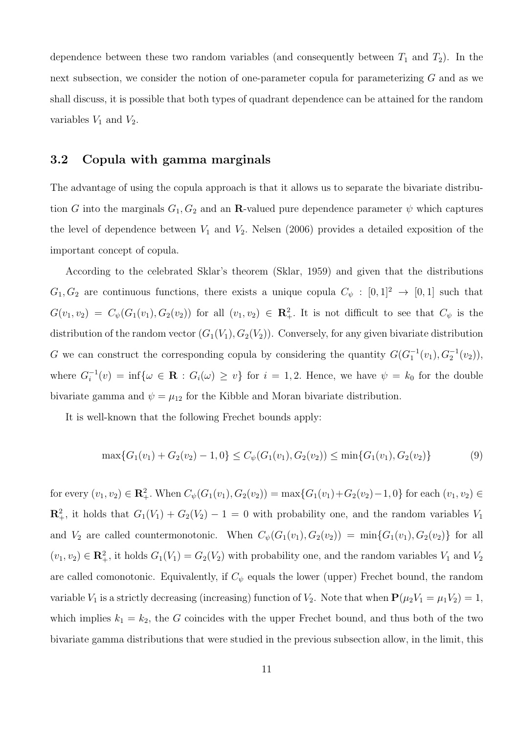dependence between these two random variables (and consequently between $T_1$ and $T_2$). In the next subsection, we consider the notion of one-parameter copula for parameterizing $G$ and as we shall discuss, it is possible that both types of quadrant dependence can be attained for the random variables $V_1$ and $V_2$.

### 3.2 Copula with gamma marginals

The advantage of using the copula approach is that it allows us to separate the bivariate distribution $G$ into the marginals $G_1, G_2$ and an $\mathbf{R}$-valued pure dependence parameter $\psi$ which captures the level of dependence between $V_1$ and $V_2$. Nelsen (2006) provides a detailed exposition of the important concept of copula.

According to the celebrated Sklar's theorem (Sklar, 1959) and given that the distributions $G_1, G_2$ are continuous functions, there exists a unique copula $C_\psi : [0,1]^2 \to [0,1]$ such that $G(v_1, v_2) = C_\psi(G_1(v_1), G_2(v_2))$ for all $(v_1, v_2) \in \mathbf{R}_+^2$. It is not difficult to see that $C_\psi$ is the distribution of the random vector $(G_1(V_1), G_2(V_2))$. Conversely, for any given bivariate distribution $G$ we can construct the corresponding copula by considering the quantity $G(G_1^{-1}(v_1), G_2^{-1}(v_2))$, where $G_i^{-1}(v) = \inf\{\omega \in \mathbf{R} : G_i(\omega) \geq v\}$ for $i = 1, 2$. Hence, we have $\psi = k_0$ for the double bivariate gamma and $\psi = \mu_{12}$ for the Kibble and Moran bivariate distribution.

It is well-known that the following Frechet bounds apply:

$$\max\{G_1(v_1) + G_2(v_2) - 1, 0\} \leq C_\psi(G_1(v_1), G_2(v_2)) \leq \min\{G_1(v_1), G_2(v_2)\} \tag{9}$$

for every $(v_1, v_2) \in \mathbf{R}_+^2$. When $C_\psi(G_1(v_1), G_2(v_2)) = \max\{G_1(v_1)+G_2(v_2)-1, 0\}$ for each $(v_1, v_2) \in \mathbf{R}_+^2$, it holds that $G_1(V_1) + G_2(V_2) - 1 = 0$ with probability one, and the random variables $V_1$ and $V_2$ are called countermonotonic. When $C_\psi(G_1(v_1), G_2(v_2)) = \min\{G_1(v_1), G_2(v_2)\}$ for all $(v_1, v_2) \in \mathbf{R}_+^2$, it holds $G_1(V_1) = G_2(V_2)$ with probability one, and the random variables $V_1$ and $V_2$ are called comonotonic. Equivalently, if $C_\psi$ equals the lower (upper) Frechet bound, the random variable $V_1$ is a strictly decreasing (increasing) function of $V_2$. Note that when $\mathbf{P}(\mu_2 V_1 = \mu_1 V_2) = 1$, which implies $k_1 = k_2$, the $G$ coincides with the upper Frechet bound, and thus both of the two bivariate gamma distributions that were studied in the previous subsection allow, in the limit, this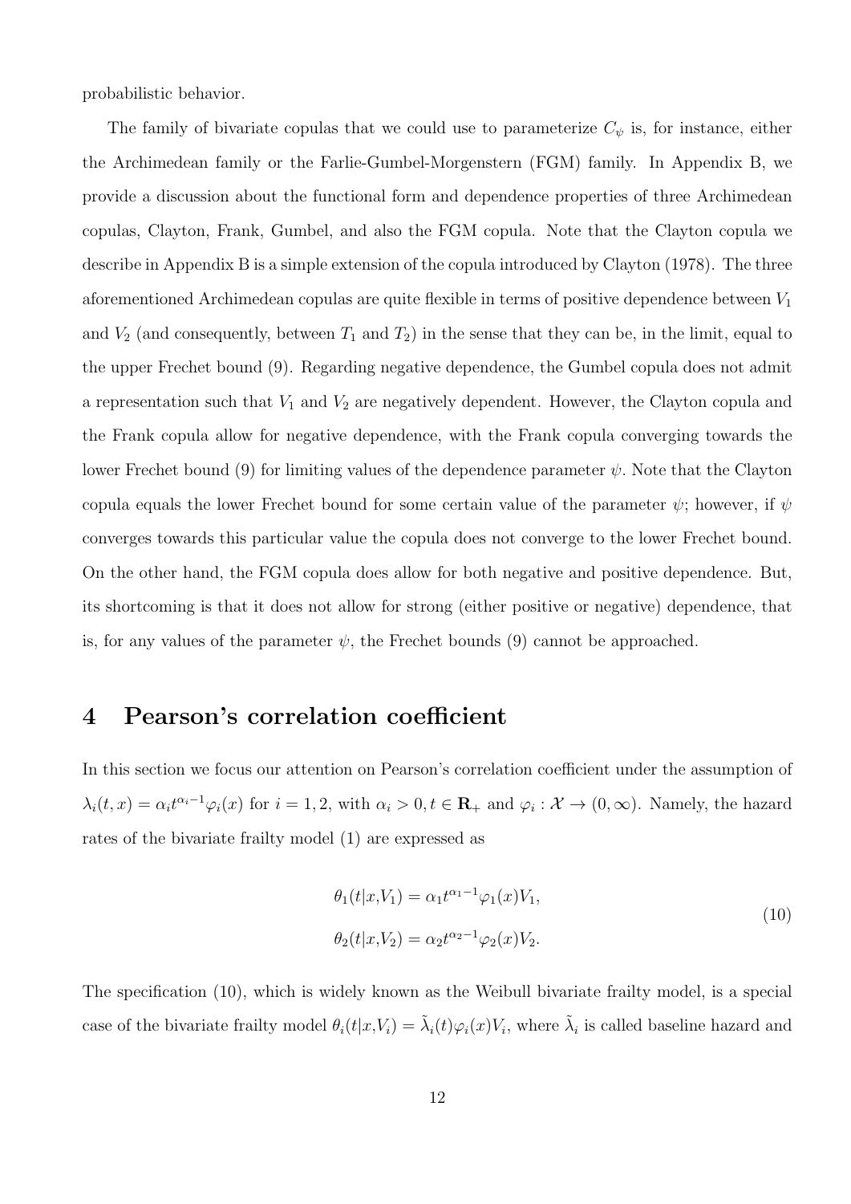probabilistic behavior.

The family of bivariate copulas that we could use to parameterize $C_\psi$ is, for instance, either the Archimedean family or the Farlie-Gumbel-Morgenstern (FGM) family. In Appendix B, we provide a discussion about the functional form and dependence properties of three Archimedean copulas, Clayton, Frank, Gumbel, and also the FGM copula. Note that the Clayton copula we describe in Appendix B is a simple extension of the copula introduced by Clayton (1978). The three aforementioned Archimedean copulas are quite flexible in terms of positive dependence between $V_1$ and $V_2$ (and consequently, between $T_1$ and $T_2$) in the sense that they can be, in the limit, equal to the upper Frechet bound (9). Regarding negative dependence, the Gumbel copula does not admit a representation such that $V_1$ and $V_2$ are negatively dependent. However, the Clayton copula and the Frank copula allow for negative dependence, with the Frank copula converging towards the lower Frechet bound (9) for limiting values of the dependence parameter $\psi$. Note that the Clayton copula equals the lower Frechet bound for some certain value of the parameter $\psi$; however, if $\psi$ converges towards this particular value the copula does not converge to the lower Frechet bound. On the other hand, the FGM copula does allow for both negative and positive dependence. But, its shortcoming is that it does not allow for strong (either positive or negative) dependence, that is, for any values of the parameter $\psi$, the Frechet bounds (9) cannot be approached.

# 4 Pearson's correlation coefficient

In this section we focus our attention on Pearson's correlation coefficient under the assumption of $\lambda_i(t,x) = \alpha_i t^{\alpha_i - 1}\varphi_i(x)$ for $i = 1, 2$, with $\alpha_i > 0, t \in \mathbf{R}_+$ and $\varphi_i : \mathcal{X} \to (0, \infty)$. Namely, the hazard rates of the bivariate frailty model (1) are expressed as

$$
\begin{aligned}
\theta_1(t|x,V_1) &= \alpha_1 t^{\alpha_1 - 1}\varphi_1(x)V_1, \\
\theta_2(t|x,V_2) &= \alpha_2 t^{\alpha_2 - 1}\varphi_2(x)V_2.
\end{aligned}
\tag{10}
$$

The specification (10), which is widely known as the Weibull bivariate frailty model, is a special case of the bivariate frailty model $\theta_i(t|x,V_i) = \tilde{\lambda}_i(t)\varphi_i(x)V_i$, where $\tilde{\lambda}_i$ is called baseline hazard and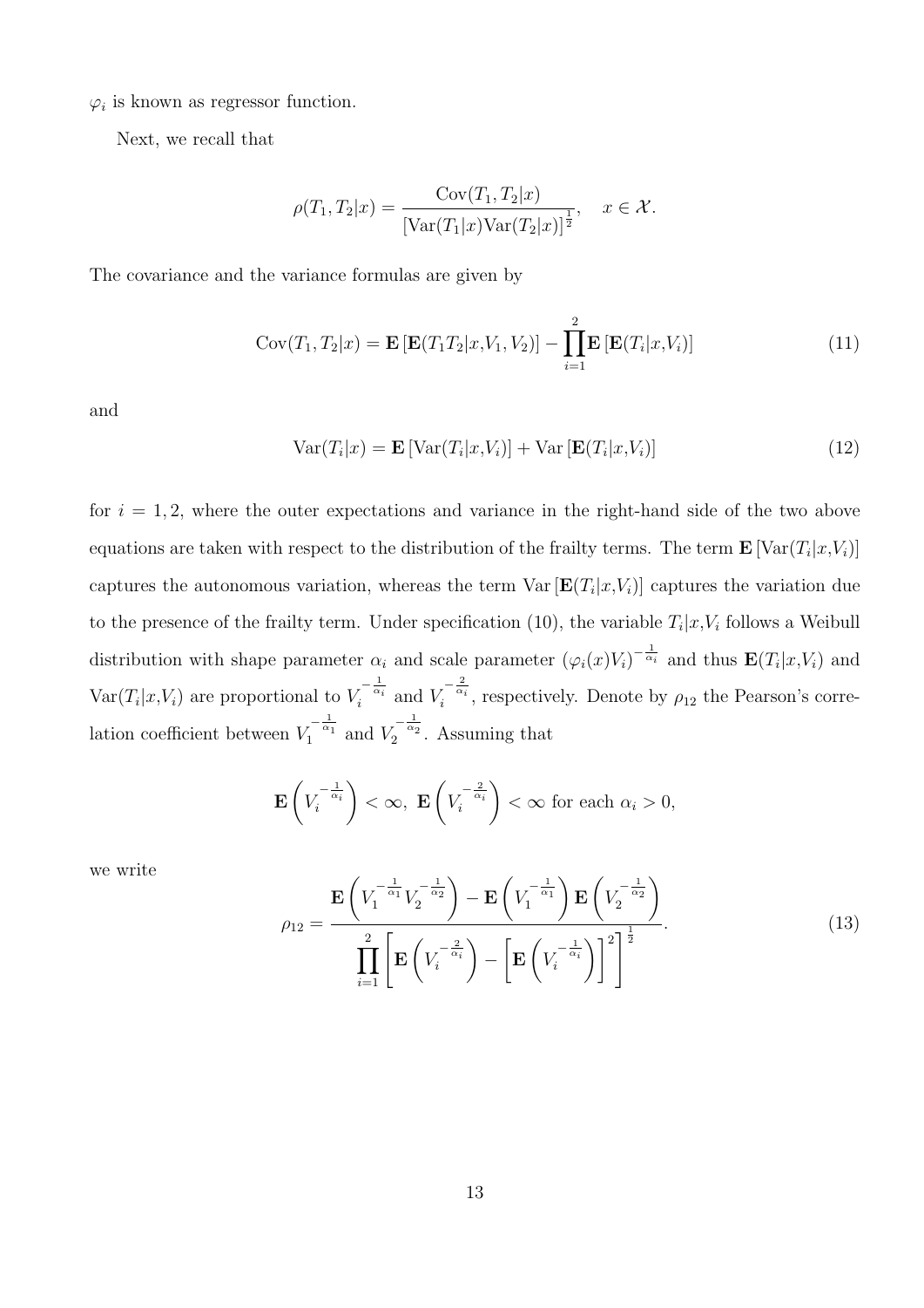$\varphi_i$ is known as regressor function.

Next, we recall that

$$\rho(T_1, T_2|x) = \frac{\text{Cov}(T_1, T_2|x)}{\left[\text{Var}(T_1|x)\text{Var}(T_2|x)\right]^{\frac{1}{2}}}, \quad x \in \mathcal{X}.$$

The covariance and the variance formulas are given by

$$\text{Cov}(T_1, T_2|x) = \mathbf{E}\left[\mathbf{E}(T_1 T_2|x, V_1, V_2)\right] - \prod_{i=1}^{2} \mathbf{E}\left[\mathbf{E}(T_i|x, V_i)\right] \tag{11}$$

and

$$\text{Var}(T_i|x) = \mathbf{E}\left[\text{Var}(T_i|x, V_i)\right] + \text{Var}\left[\mathbf{E}(T_i|x, V_i)\right] \tag{12}$$

for $i = 1, 2$, where the outer expectations and variance in the right-hand side of the two above equations are taken with respect to the distribution of the frailty terms. The term $\mathbf{E}\left[\text{Var}(T_i|x, V_i)\right]$ captures the autonomous variation, whereas the term $\text{Var}\left[\mathbf{E}(T_i|x, V_i)\right]$ captures the variation due to the presence of the frailty term. Under specification (10), the variable $T_i|x, V_i$ follows a Weibull distribution with shape parameter $\alpha_i$ and scale parameter $(\varphi_i(x)V_i)^{-\frac{1}{\alpha_i}}$ and thus $\mathbf{E}(T_i|x, V_i)$ and $\text{Var}(T_i|x, V_i)$ are proportional to $V_i^{-\frac{1}{\alpha_i}}$ and $V_i^{-\frac{2}{\alpha_i}}$, respectively. Denote by $\rho_{12}$ the Pearson's correlation coefficient between $V_1^{-\frac{1}{\alpha_1}}$ and $V_2^{-\frac{1}{\alpha_2}}$. Assuming that

$$\mathbf{E}\left(V_i^{-\frac{1}{\alpha_i}}\right) < \infty, \; \mathbf{E}\left(V_i^{-\frac{2}{\alpha_i}}\right) < \infty \text{ for each } \alpha_i > 0,$$

we write

$$\rho_{12} = \frac{\mathbf{E}\left(V_1^{-\frac{1}{\alpha_1}} V_2^{-\frac{1}{\alpha_2}}\right) - \mathbf{E}\left(V_1^{-\frac{1}{\alpha_1}}\right)\mathbf{E}\left(V_2^{-\frac{1}{\alpha_2}}\right)}{\prod_{i=1}^{2}\left[\mathbf{E}\left(V_i^{-\frac{2}{\alpha_i}}\right) - \left[\mathbf{E}\left(V_i^{-\frac{1}{\alpha_i}}\right)\right]^2\right]^{\frac{1}{2}}}. \tag{13}$$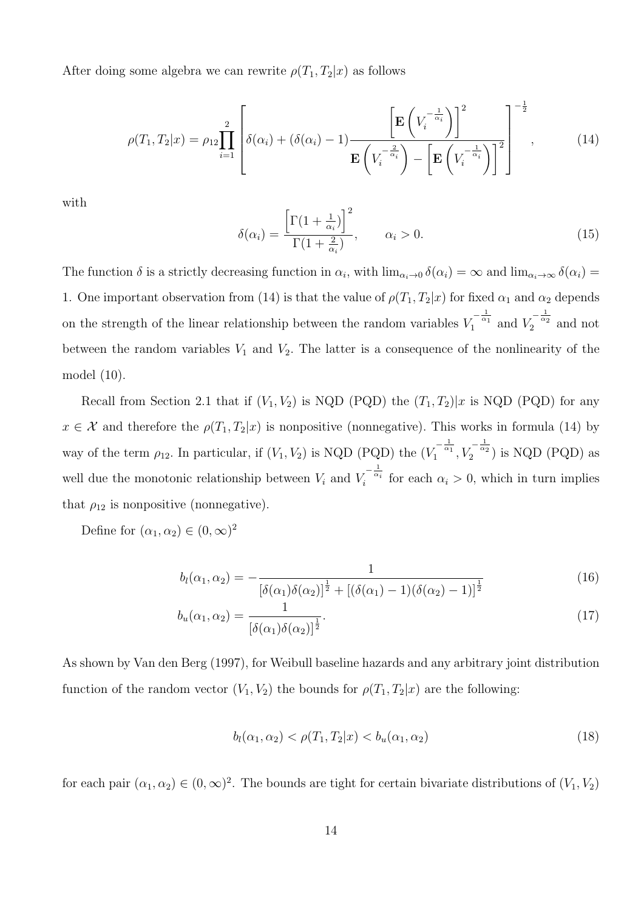After doing some algebra we can rewrite $\rho(T_1, T_2|x)$ as follows

$$\rho(T_1, T_2|x) = \rho_{12} \prod_{i=1}^{2} \left[ \delta(\alpha_i) + (\delta(\alpha_i) - 1) \frac{\left[ \mathbf{E}\left( V_i^{-\frac{1}{\alpha_i}} \right) \right]^2}{\mathbf{E}\left( V_i^{-\frac{2}{\alpha_i}} \right) - \left[ \mathbf{E}\left( V_i^{-\frac{1}{\alpha_i}} \right) \right]^2} \right]^{-\frac{1}{2}}, \tag{14}$$

with

$$\delta(\alpha_i) = \frac{\left[ \Gamma(1 + \frac{1}{\alpha_i}) \right]^2}{\Gamma(1 + \frac{2}{\alpha_i})}, \qquad \alpha_i > 0. \tag{15}$$

The function $\delta$ is a strictly decreasing function in $\alpha_i$, with $\lim_{\alpha_i \to 0} \delta(\alpha_i) = \infty$ and $\lim_{\alpha_i \to \infty} \delta(\alpha_i) = 1$. One important observation from (14) is that the value of $\rho(T_1, T_2|x)$ for fixed $\alpha_1$ and $\alpha_2$ depends on the strength of the linear relationship between the random variables $V_1^{-\frac{1}{\alpha_1}}$ and $V_2^{-\frac{1}{\alpha_2}}$ and not between the random variables $V_1$ and $V_2$. The latter is a consequence of the nonlinearity of the model (10).

Recall from Section 2.1 that if $(V_1, V_2)$ is NQD (PQD) the $(T_1, T_2)|x$ is NQD (PQD) for any $x \in \mathcal{X}$ and therefore the $\rho(T_1, T_2|x)$ is nonpositive (nonnegative). This works in formula (14) by way of the term $\rho_{12}$. In particular, if $(V_1, V_2)$ is NQD (PQD) the $(V_1^{-\frac{1}{\alpha_1}}, V_2^{-\frac{1}{\alpha_2}})$ is NQD (PQD) as well due the monotonic relationship between $V_i$ and $V_i^{-\frac{1}{\alpha_i}}$ for each $\alpha_i > 0$, which in turn implies that $\rho_{12}$ is nonpositive (nonnegative).

Define for $(\alpha_1, \alpha_2) \in (0, \infty)^2$

$$b_l(\alpha_1, \alpha_2) = -\frac{1}{[\delta(\alpha_1)\delta(\alpha_2)]^{\frac{1}{2}} + [(\delta(\alpha_1) - 1)(\delta(\alpha_2) - 1)]^{\frac{1}{2}}} \tag{16}$$

$$b_u(\alpha_1, \alpha_2) = \frac{1}{[\delta(\alpha_1)\delta(\alpha_2)]^{\frac{1}{2}}}. \tag{17}$$

As shown by Van den Berg (1997), for Weibull baseline hazards and any arbitrary joint distribution function of the random vector $(V_1, V_2)$ the bounds for $\rho(T_1, T_2|x)$ are the following:

$$b_l(\alpha_1, \alpha_2) < \rho(T_1, T_2|x) < b_u(\alpha_1, \alpha_2) \tag{18}$$

for each pair $(\alpha_1, \alpha_2) \in (0, \infty)^2$. The bounds are tight for certain bivariate distributions of $(V_1, V_2)$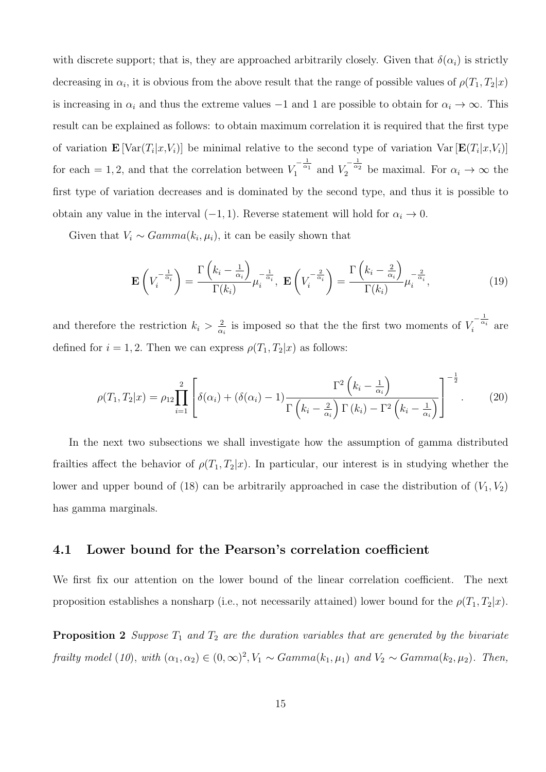with discrete support; that is, they are approached arbitrarily closely. Given that $\delta(\alpha_i)$ is strictly decreasing in $\alpha_i$, it is obvious from the above result that the range of possible values of $\rho(T_1, T_2|x)$ is increasing in $\alpha_i$ and thus the extreme values $-1$ and 1 are possible to obtain for $\alpha_i \to \infty$. This result can be explained as follows: to obtain maximum correlation it is required that the first type of variation $\mathbf{E}\left[\mathrm{Var}(T_i|x,V_i)\right]$ be minimal relative to the second type of variation $\mathrm{Var}\left[\mathbf{E}(T_i|x,V_i)\right]$ for each $= 1, 2$, and that the correlation between $V_1^{-\frac{1}{\alpha_1}}$ and $V_2^{-\frac{1}{\alpha_2}}$ be maximal. For $\alpha_i \to \infty$ the first type of variation decreases and is dominated by the second type, and thus it is possible to obtain any value in the interval $(-1, 1)$. Reverse statement will hold for $\alpha_i \to 0$.

Given that $V_i \sim Gamma(k_i, \mu_i)$, it can be easily shown that

$$\mathbf{E}\left(V_i^{-\frac{1}{\alpha_i}}\right) = \frac{\Gamma\left(k_i - \frac{1}{\alpha_i}\right)}{\Gamma(k_i)}\mu_i^{-\frac{1}{\alpha_i}},\ \mathbf{E}\left(V_i^{-\frac{2}{\alpha_i}}\right) = \frac{\Gamma\left(k_i - \frac{2}{\alpha_i}\right)}{\Gamma(k_i)}\mu_i^{-\frac{2}{\alpha_i}}, \tag{19}$$

and therefore the restriction $k_i > \frac{2}{\alpha_i}$ is imposed so that the the first two moments of $V_i^{-\frac{1}{\alpha_i}}$ are defined for $i = 1, 2$. Then we can express $\rho(T_1, T_2|x)$ as follows:

$$\rho(T_1, T_2|x) = \rho_{12}\prod_{i=1}^{2}\left[\delta(\alpha_i) + (\delta(\alpha_i) - 1)\frac{\Gamma^2\left(k_i - \frac{1}{\alpha_i}\right)}{\Gamma\left(k_i - \frac{2}{\alpha_i}\right)\Gamma\left(k_i\right) - \Gamma^2\left(k_i - \frac{1}{\alpha_i}\right)}\right]^{-\frac{1}{2}}. \tag{20}$$

In the next two subsections we shall investigate how the assumption of gamma distributed frailties affect the behavior of $\rho(T_1, T_2|x)$. In particular, our interest is in studying whether the lower and upper bound of (18) can be arbitrarily approached in case the distribution of $(V_1, V_2)$ has gamma marginals.

## 4.1 Lower bound for the Pearson's correlation coefficient

We first fix our attention on the lower bound of the linear correlation coefficient. The next proposition establishes a nonsharp (i.e., not necessarily attained) lower bound for the $\rho(T_1, T_2|x)$.

**Proposition 2** *Suppose $T_1$ and $T_2$ are the duration variables that are generated by the bivariate frailty model (10), with $(\alpha_1, \alpha_2) \in (0, \infty)^2, V_1 \sim Gamma(k_1, \mu_1)$ and $V_2 \sim Gamma(k_2, \mu_2)$. Then,*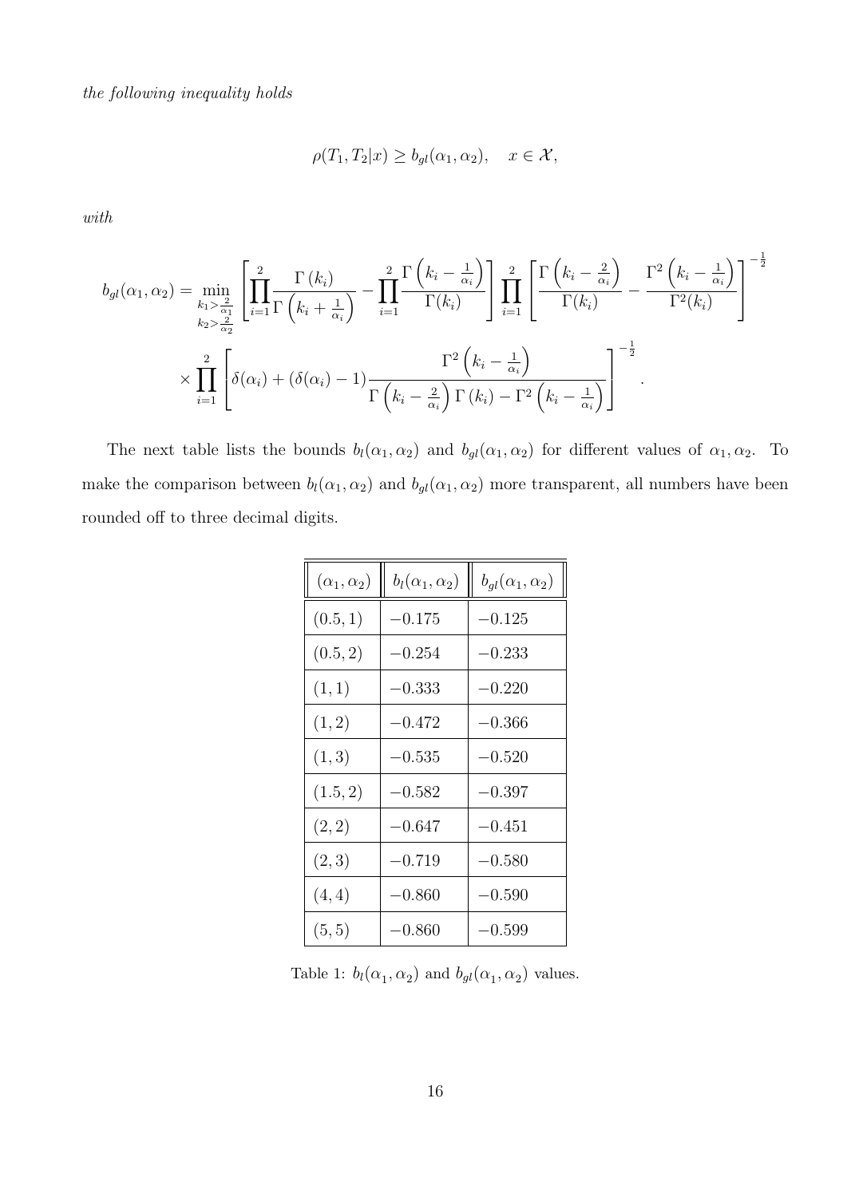*the following inequality holds*

$$\rho(T_1, T_2|x) \geq b_{gl}(\alpha_1, \alpha_2), \quad x \in \mathcal{X},$$

*with*

$$b_{gl}(\alpha_1, \alpha_2) = \min_{\substack{k_1 > \frac{2}{\alpha_1} \\ k_2 > \frac{2}{\alpha_2}}} \left[ \prod_{i=1}^{2} \frac{\Gamma(k_i)}{\Gamma\left(k_i + \frac{1}{\alpha_i}\right)} - \prod_{i=1}^{2} \frac{\Gamma\left(k_i - \frac{1}{\alpha_i}\right)}{\Gamma(k_i)} \right] \prod_{i=1}^{2} \left[ \frac{\Gamma\left(k_i - \frac{2}{\alpha_i}\right)}{\Gamma(k_i)} - \frac{\Gamma^2\left(k_i - \frac{1}{\alpha_i}\right)}{\Gamma^2(k_i)} \right]^{-\frac{1}{2}}$$
$$\times \prod_{i=1}^{2} \left[ \delta(\alpha_i) + (\delta(\alpha_i) - 1) \frac{\Gamma^2\left(k_i - \frac{1}{\alpha_i}\right)}{\Gamma\left(k_i - \frac{2}{\alpha_i}\right)\Gamma(k_i) - \Gamma^2\left(k_i - \frac{1}{\alpha_i}\right)} \right]^{-\frac{1}{2}}.$$

The next table lists the bounds $b_l(\alpha_1, \alpha_2)$ and $b_{gl}(\alpha_1, \alpha_2)$ for different values of $\alpha_1, \alpha_2$. To make the comparison between $b_l(\alpha_1, \alpha_2)$ and $b_{gl}(\alpha_1, \alpha_2)$ more transparent, all numbers have been rounded off to three decimal digits.

| $(\alpha_1, \alpha_2)$ | $b_l(\alpha_1, \alpha_2)$ | $b_{gl}(\alpha_1, \alpha_2)$ |
|---|---|---|
| $(0.5, 1)$ | $-0.175$ | $-0.125$ |
| $(0.5, 2)$ | $-0.254$ | $-0.233$ |
| $(1, 1)$ | $-0.333$ | $-0.220$ |
| $(1, 2)$ | $-0.472$ | $-0.366$ |
| $(1, 3)$ | $-0.535$ | $-0.520$ |
| $(1.5, 2)$ | $-0.582$ | $-0.397$ |
| $(2, 2)$ | $-0.647$ | $-0.451$ |
| $(2, 3)$ | $-0.719$ | $-0.580$ |
| $(4, 4)$ | $-0.860$ | $-0.590$ |
| $(5, 5)$ | $-0.860$ | $-0.599$ |

Table 1: $b_l(\alpha_1, \alpha_2)$ and $b_{gl}(\alpha_1, \alpha_2)$ values.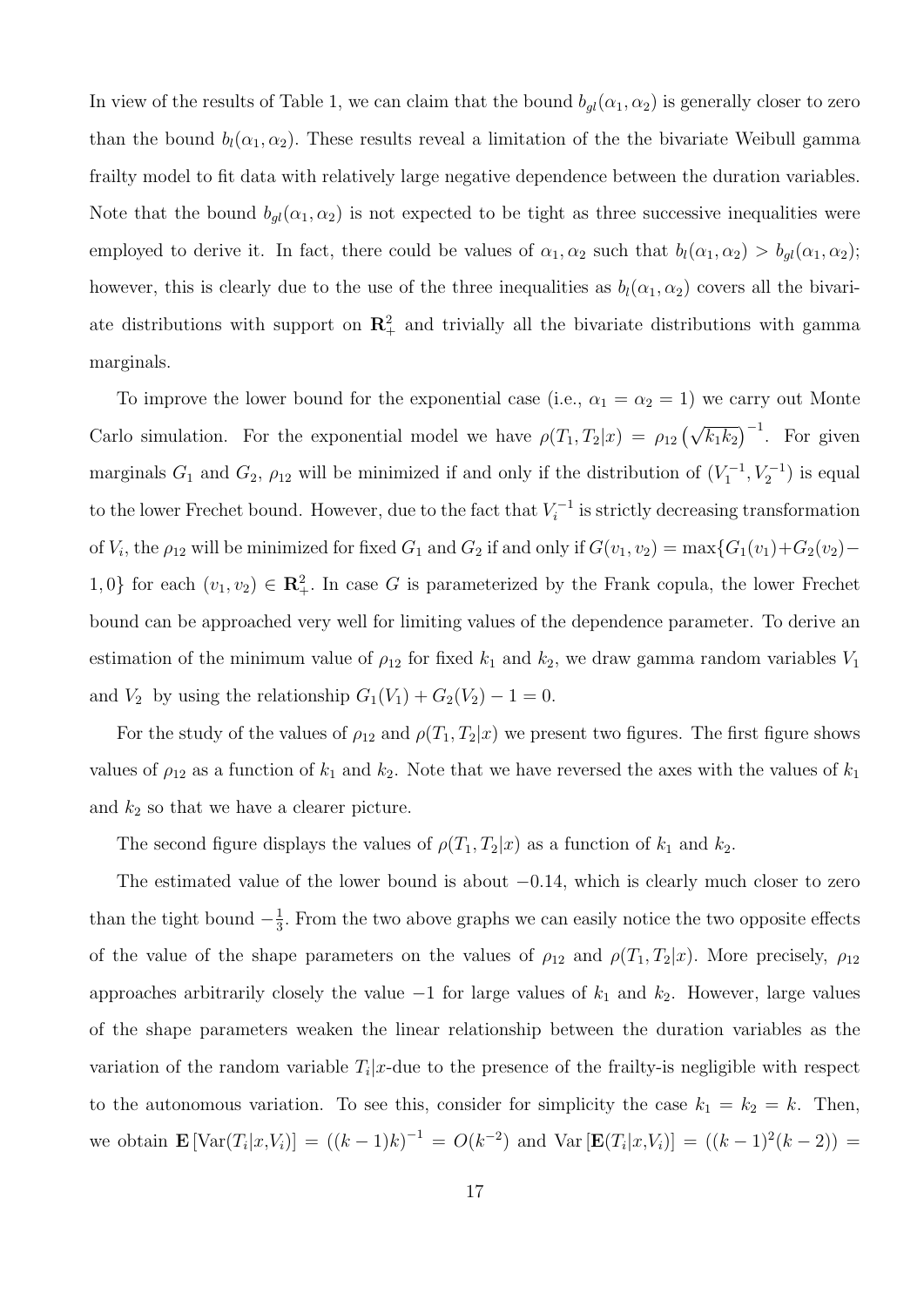In view of the results of Table 1, we can claim that the bound $b_{gl}(\alpha_1, \alpha_2)$ is generally closer to zero than the bound $b_l(\alpha_1, \alpha_2)$. These results reveal a limitation of the the bivariate Weibull gamma frailty model to fit data with relatively large negative dependence between the duration variables. Note that the bound $b_{gl}(\alpha_1, \alpha_2)$ is not expected to be tight as three successive inequalities were employed to derive it. In fact, there could be values of $\alpha_1, \alpha_2$ such that $b_l(\alpha_1, \alpha_2) > b_{gl}(\alpha_1, \alpha_2)$; however, this is clearly due to the use of the three inequalities as $b_l(\alpha_1, \alpha_2)$ covers all the bivariate distributions with support on $\mathbf{R}_+^2$ and trivially all the bivariate distributions with gamma marginals.

To improve the lower bound for the exponential case (i.e., $\alpha_1 = \alpha_2 = 1$) we carry out Monte Carlo simulation. For the exponential model we have $\rho(T_1, T_2|x) = \rho_{12}\left(\sqrt{k_1 k_2}\right)^{-1}$. For given marginals $G_1$ and $G_2$, $\rho_{12}$ will be minimized if and only if the distribution of $(V_1^{-1}, V_2^{-1})$ is equal to the lower Frechet bound. However, due to the fact that $V_i^{-1}$ is strictly decreasing transformation of $V_i$, the $\rho_{12}$ will be minimized for fixed $G_1$ and $G_2$ if and only if $G(v_1, v_2) = \max\{G_1(v_1)+G_2(v_2)-1, 0\}$ for each $(v_1, v_2) \in \mathbf{R}_+^2$. In case $G$ is parameterized by the Frank copula, the lower Frechet bound can be approached very well for limiting values of the dependence parameter. To derive an estimation of the minimum value of $\rho_{12}$ for fixed $k_1$ and $k_2$, we draw gamma random variables $V_1$ and $V_2$ by using the relationship $G_1(V_1) + G_2(V_2) - 1 = 0$.

For the study of the values of $\rho_{12}$ and $\rho(T_1, T_2|x)$ we present two figures. The first figure shows values of $\rho_{12}$ as a function of $k_1$ and $k_2$. Note that we have reversed the axes with the values of $k_1$ and $k_2$ so that we have a clearer picture.

The second figure displays the values of $\rho(T_1, T_2|x)$ as a function of $k_1$ and $k_2$.

The estimated value of the lower bound is about $-0.14$, which is clearly much closer to zero than the tight bound $-\frac{1}{3}$. From the two above graphs we can easily notice the two opposite effects of the value of the shape parameters on the values of $\rho_{12}$ and $\rho(T_1, T_2|x)$. More precisely, $\rho_{12}$ approaches arbitrarily closely the value $-1$ for large values of $k_1$ and $k_2$. However, large values of the shape parameters weaken the linear relationship between the duration variables as the variation of the random variable $T_i|x$-due to the presence of the frailty-is negligible with respect to the autonomous variation. To see this, consider for simplicity the case $k_1 = k_2 = k$. Then, we obtain $\mathbf{E}\left[\mathrm{Var}(T_i|x,V_i)\right] = ((k-1)k)^{-1} = O(k^{-2})$ and $\mathrm{Var}\left[\mathbf{E}(T_i|x,V_i)\right] = ((k-1)^2(k-2)) =$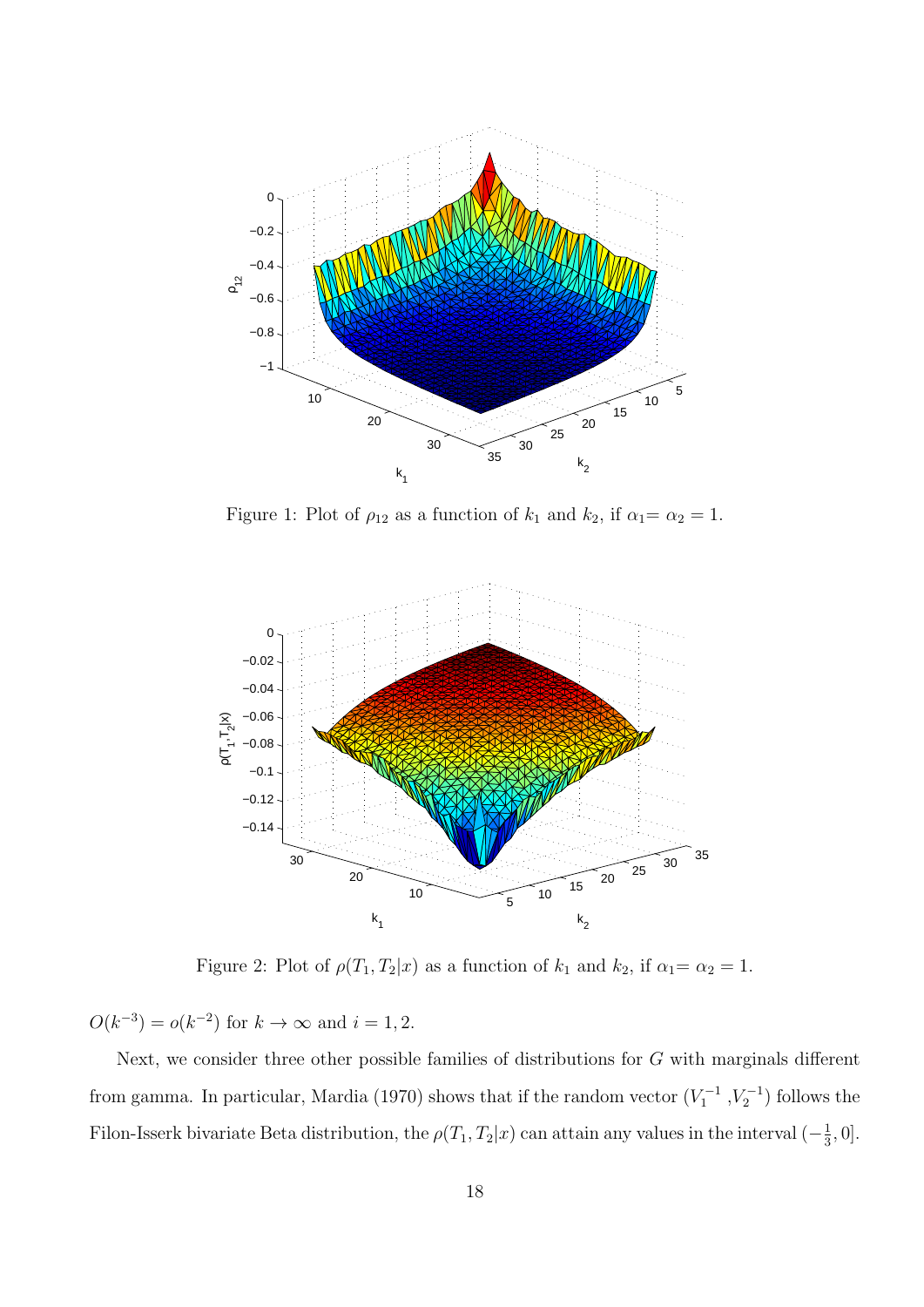Figure 1: Plot of $\rho_{12}$ as a function of $k_1$ and $k_2$, if $\alpha_1 = \alpha_2 = 1$.

Figure 2: Plot of $\rho(T_1, T_2|x)$ as a function of $k_1$ and $k_2$, if $\alpha_1 = \alpha_2 = 1$.

$O(k^{-3}) = o(k^{-2})$ for $k \to \infty$ and $i = 1, 2$.

Next, we consider three other possible families of distributions for $G$ with marginals different from gamma. In particular, Mardia (1970) shows that if the random vector $(V_1^{-1}, V_2^{-1})$ follows the Filon-Isserk bivariate Beta distribution, the $\rho(T_1, T_2|x)$ can attain any values in the interval $(-\frac{1}{3}, 0]$.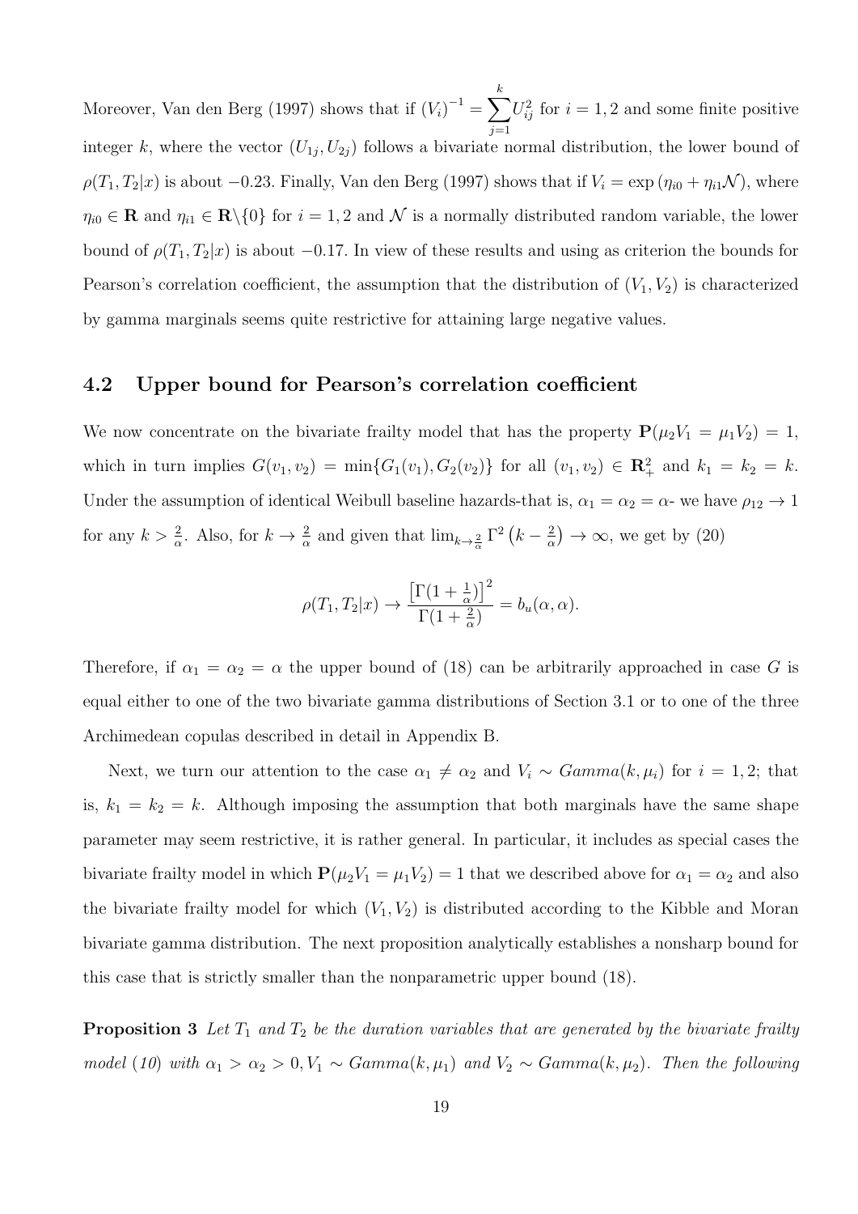Moreover, Van den Berg (1997) shows that if $(V_i)^{-1} = \sum_{j=1}^{k} U_{ij}^2$ for $i = 1, 2$ and some finite positive integer $k$, where the vector $(U_{1j}, U_{2j})$ follows a bivariate normal distribution, the lower bound of $\rho(T_1, T_2|x)$ is about $-0.23$. Finally, Van den Berg (1997) shows that if $V_i = \exp(\eta_{i0} + \eta_{i1}\mathcal{N})$, where $\eta_{i0} \in \mathbf{R}$ and $\eta_{i1} \in \mathbf{R}\backslash\{0\}$ for $i = 1, 2$ and $\mathcal{N}$ is a normally distributed random variable, the lower bound of $\rho(T_1, T_2|x)$ is about $-0.17$. In view of these results and using as criterion the bounds for Pearson's correlation coefficient, the assumption that the distribution of $(V_1, V_2)$ is characterized by gamma marginals seems quite restrictive for attaining large negative values.

## 4.2 Upper bound for Pearson's correlation coefficient

We now concentrate on the bivariate frailty model that has the property $\mathbf{P}(\mu_2 V_1 = \mu_1 V_2) = 1$, which in turn implies $G(v_1, v_2) = \min\{G_1(v_1), G_2(v_2)\}$ for all $(v_1, v_2) \in \mathbf{R}_+^2$ and $k_1 = k_2 = k$. Under the assumption of identical Weibull baseline hazards-that is, $\alpha_1 = \alpha_2 = \alpha$- we have $\rho_{12} \to 1$ for any $k > \frac{2}{\alpha}$. Also, for $k \to \frac{2}{\alpha}$ and given that $\lim_{k \to \frac{2}{\alpha}} \Gamma^2\left(k - \frac{2}{\alpha}\right) \to \infty$, we get by (20)

$$\rho(T_1, T_2|x) \to \frac{\left[\Gamma(1 + \frac{1}{\alpha})\right]^2}{\Gamma(1 + \frac{2}{\alpha})} = b_u(\alpha, \alpha).$$

Therefore, if $\alpha_1 = \alpha_2 = \alpha$ the upper bound of (18) can be arbitrarily approached in case $G$ is equal either to one of the two bivariate gamma distributions of Section 3.1 or to one of the three Archimedean copulas described in detail in Appendix B.

Next, we turn our attention to the case $\alpha_1 \neq \alpha_2$ and $V_i \sim Gamma(k, \mu_i)$ for $i = 1, 2$; that is, $k_1 = k_2 = k$. Although imposing the assumption that both marginals have the same shape parameter may seem restrictive, it is rather general. In particular, it includes as special cases the bivariate frailty model in which $\mathbf{P}(\mu_2 V_1 = \mu_1 V_2) = 1$ that we described above for $\alpha_1 = \alpha_2$ and also the bivariate frailty model for which $(V_1, V_2)$ is distributed according to the Kibble and Moran bivariate gamma distribution. The next proposition analytically establishes a nonsharp bound for this case that is strictly smaller than the nonparametric upper bound (18).

**Proposition 3** *Let $T_1$ and $T_2$ be the duration variables that are generated by the bivariate frailty model (10) with $\alpha_1 > \alpha_2 > 0, V_1 \sim Gamma(k, \mu_1)$ and $V_2 \sim Gamma(k, \mu_2)$. Then the following*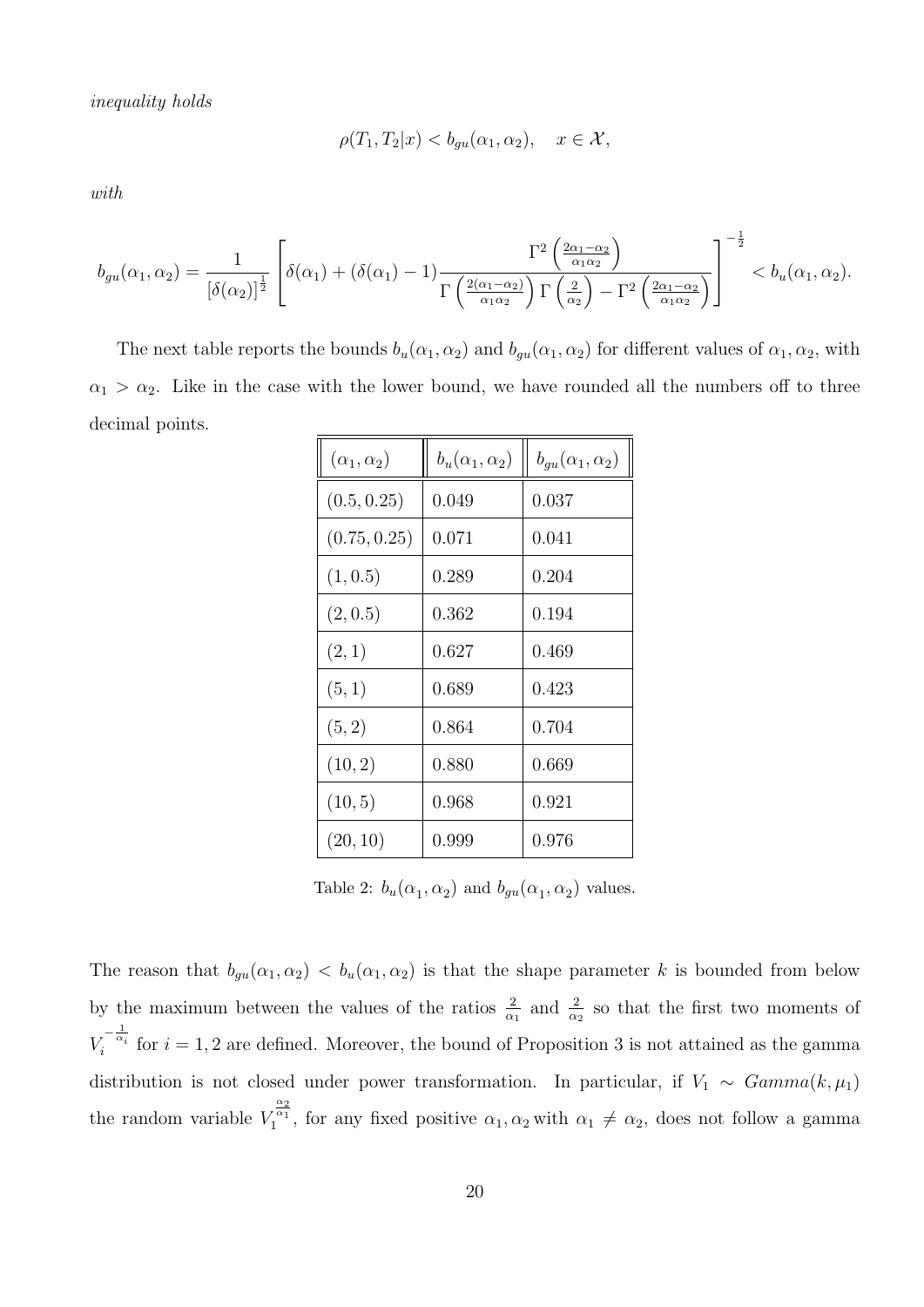*inequality holds*

$$\rho(T_1, T_2|x) < b_{gu}(\alpha_1, \alpha_2), \quad x \in \mathcal{X},$$

*with*

$$b_{gu}(\alpha_1, \alpha_2) = \frac{1}{[\delta(\alpha_2)]^{\frac{1}{2}}} \left[ \delta(\alpha_1) + (\delta(\alpha_1) - 1) \frac{\Gamma^2\left(\frac{2\alpha_1 - \alpha_2}{\alpha_1 \alpha_2}\right)}{\Gamma\left(\frac{2(\alpha_1 - \alpha_2)}{\alpha_1 \alpha_2}\right) \Gamma\left(\frac{2}{\alpha_2}\right) - \Gamma^2\left(\frac{2\alpha_1 - \alpha_2}{\alpha_1 \alpha_2}\right)} \right]^{-\frac{1}{2}} < b_u(\alpha_1, \alpha_2).$$

The next table reports the bounds $b_u(\alpha_1, \alpha_2)$ and $b_{gu}(\alpha_1, \alpha_2)$ for different values of $\alpha_1, \alpha_2$, with $\alpha_1 > \alpha_2$. Like in the case with the lower bound, we have rounded all the numbers off to three decimal points.

| $(\alpha_1, \alpha_2)$ | $b_u(\alpha_1, \alpha_2)$ | $b_{gu}(\alpha_1, \alpha_2)$ |
|---|---|---|
| $(0.5, 0.25)$ | 0.049 | 0.037 |
| $(0.75, 0.25)$ | 0.071 | 0.041 |
| $(1, 0.5)$ | 0.289 | 0.204 |
| $(2, 0.5)$ | 0.362 | 0.194 |
| $(2, 1)$ | 0.627 | 0.469 |
| $(5, 1)$ | 0.689 | 0.423 |
| $(5, 2)$ | 0.864 | 0.704 |
| $(10, 2)$ | 0.880 | 0.669 |
| $(10, 5)$ | 0.968 | 0.921 |
| $(20, 10)$ | 0.999 | 0.976 |

Table 2: $b_u(\alpha_1, \alpha_2)$ and $b_{gu}(\alpha_1, \alpha_2)$ values.

The reason that $b_{gu}(\alpha_1, \alpha_2) < b_u(\alpha_1, \alpha_2)$ is that the shape parameter $k$ is bounded from below by the maximum between the values of the ratios $\frac{2}{\alpha_1}$ and $\frac{2}{\alpha_2}$ so that the first two moments of $V_i^{-\frac{1}{\alpha_i}}$ for $i = 1, 2$ are defined. Moreover, the bound of Proposition 3 is not attained as the gamma distribution is not closed under power transformation. In particular, if $V_1 \sim Gamma(k, \mu_1)$ the random variable $V_1^{\frac{\alpha_2}{\alpha_1}}$, for any fixed positive $\alpha_1, \alpha_2$ with $\alpha_1 \neq \alpha_2$, does not follow a gamma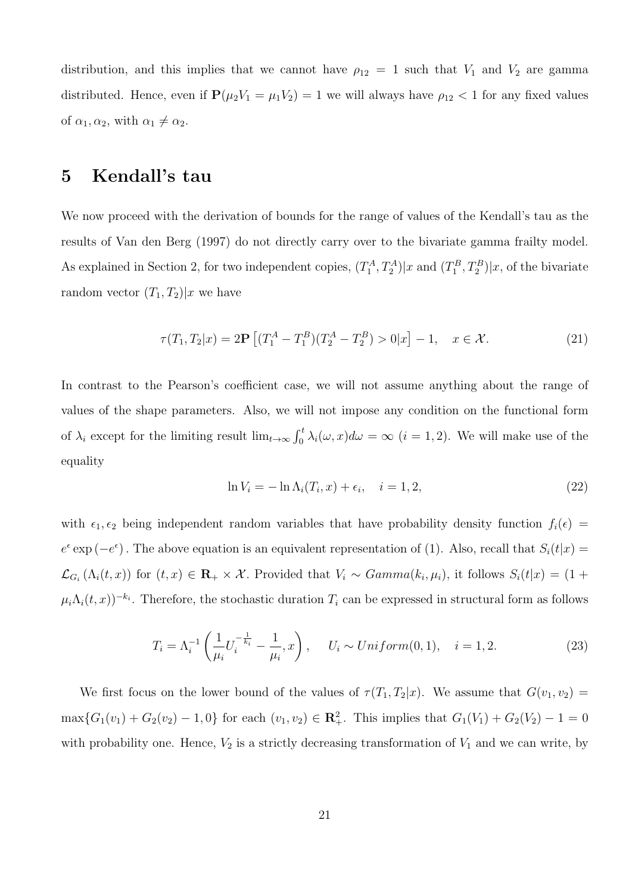distribution, and this implies that we cannot have $\rho_{12} = 1$ such that $V_1$ and $V_2$ are gamma distributed. Hence, even if $\mathbf{P}(\mu_2 V_1 = \mu_1 V_2) = 1$ we will always have $\rho_{12} < 1$ for any fixed values of $\alpha_1, \alpha_2$, with $\alpha_1 \neq \alpha_2$.

## 5 Kendall's tau

We now proceed with the derivation of bounds for the range of values of the Kendall's tau as the results of Van den Berg (1997) do not directly carry over to the bivariate gamma frailty model. As explained in Section 2, for two independent copies, $(T_1^A, T_2^A)|x$ and $(T_1^B, T_2^B)|x$, of the bivariate random vector $(T_1, T_2)|x$ we have

$$\tau(T_1, T_2|x) = 2\mathbf{P}\left[(T_1^A - T_1^B)(T_2^A - T_2^B) > 0|x\right] - 1, \quad x \in \mathcal{X}. \tag{21}$$

In contrast to the Pearson's coefficient case, we will not assume anything about the range of values of the shape parameters. Also, we will not impose any condition on the functional form of $\lambda_i$ except for the limiting result $\lim_{t\to\infty} \int_0^t \lambda_i(\omega, x)d\omega = \infty$ $(i = 1, 2)$. We will make use of the equality

$$\ln V_i = -\ln \Lambda_i(T_i, x) + \epsilon_i, \quad i = 1, 2, \tag{22}$$

with $\epsilon_1, \epsilon_2$ being independent random variables that have probability density function $f_i(\epsilon) = e^{\epsilon} \exp(-e^{\epsilon})$. The above equation is an equivalent representation of (1). Also, recall that $S_i(t|x) = \mathcal{L}_{G_i}(\Lambda_i(t, x))$ for $(t, x) \in \mathbf{R}_+ \times \mathcal{X}$. Provided that $V_i \sim Gamma(k_i, \mu_i)$, it follows $S_i(t|x) = (1 + \mu_i \Lambda_i(t, x))^{-k_i}$. Therefore, the stochastic duration $T_i$ can be expressed in structural form as follows

$$T_i = \Lambda_i^{-1}\left(\frac{1}{\mu_i} U_i^{-\frac{1}{k_i}} - \frac{1}{\mu_i}, x\right), \quad U_i \sim Uniform(0, 1), \quad i = 1, 2. \tag{23}$$

We first focus on the lower bound of the values of $\tau(T_1, T_2|x)$. We assume that $G(v_1, v_2) = \max\{G_1(v_1) + G_2(v_2) - 1, 0\}$ for each $(v_1, v_2) \in \mathbf{R}_+^2$. This implies that $G_1(V_1) + G_2(V_2) - 1 = 0$ with probability one. Hence, $V_2$ is a strictly decreasing transformation of $V_1$ and we can write, by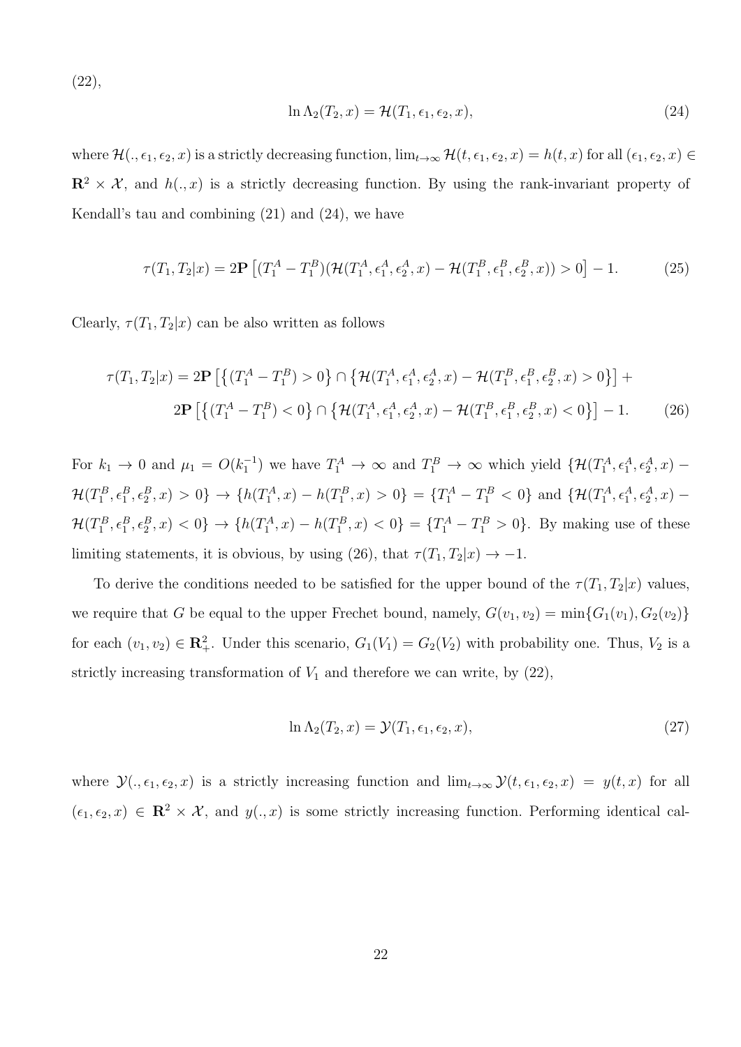(22),

$$\ln \Lambda_2(T_2, x) = \mathcal{H}(T_1, \epsilon_1, \epsilon_2, x), \tag{24}$$

where $\mathcal{H}(., \epsilon_1, \epsilon_2, x)$ is a strictly decreasing function, $\lim_{t\to\infty} \mathcal{H}(t, \epsilon_1, \epsilon_2, x) = h(t, x)$ for all $(\epsilon_1, \epsilon_2, x) \in \mathbf{R}^2 \times \mathcal{X}$, and $h(., x)$ is a strictly decreasing function. By using the rank-invariant property of Kendall's tau and combining (21) and (24), we have

$$\tau(T_1, T_2|x) = 2\mathbf{P}\left[(T_1^A - T_1^B)(\mathcal{H}(T_1^A, \epsilon_1^A, \epsilon_2^A, x) - \mathcal{H}(T_1^B, \epsilon_1^B, \epsilon_2^B, x)) > 0\right] - 1. \tag{25}$$

Clearly, $\tau(T_1, T_2|x)$ can be also written as follows

$$\begin{aligned}\tau(T_1, T_2|x) = {} & 2\mathbf{P}\left[\left\{(T_1^A - T_1^B) > 0\right\} \cap \left\{\mathcal{H}(T_1^A, \epsilon_1^A, \epsilon_2^A, x) - \mathcal{H}(T_1^B, \epsilon_1^B, \epsilon_2^B, x) > 0\right\}\right] + \\ & 2\mathbf{P}\left[\left\{(T_1^A - T_1^B) < 0\right\} \cap \left\{\mathcal{H}(T_1^A, \epsilon_1^A, \epsilon_2^A, x) - \mathcal{H}(T_1^B, \epsilon_1^B, \epsilon_2^B, x) < 0\right\}\right] - 1. \end{aligned} \tag{26}$$

For $k_1 \to 0$ and $\mu_1 = O(k_1^{-1})$ we have $T_1^A \to \infty$ and $T_1^B \to \infty$ which yield $\{\mathcal{H}(T_1^A, \epsilon_1^A, \epsilon_2^A, x) - \mathcal{H}(T_1^B, \epsilon_1^B, \epsilon_2^B, x) > 0\} \to \{h(T_1^A, x) - h(T_1^B, x) > 0\} = \{T_1^A - T_1^B < 0\}$ and $\{\mathcal{H}(T_1^A, \epsilon_1^A, \epsilon_2^A, x) - \mathcal{H}(T_1^B, \epsilon_1^B, \epsilon_2^B, x) < 0\} \to \{h(T_1^A, x) - h(T_1^B, x) < 0\} = \{T_1^A - T_1^B > 0\}$. By making use of these limiting statements, it is obvious, by using (26), that $\tau(T_1, T_2|x) \to -1$.

To derive the conditions needed to be satisfied for the upper bound of the $\tau(T_1, T_2|x)$ values, we require that $G$ be equal to the upper Frechet bound, namely, $G(v_1, v_2) = \min\{G_1(v_1), G_2(v_2)\}$ for each $(v_1, v_2) \in \mathbf{R}_+^2$. Under this scenario, $G_1(V_1) = G_2(V_2)$ with probability one. Thus, $V_2$ is a strictly increasing transformation of $V_1$ and therefore we can write, by (22),

$$\ln \Lambda_2(T_2, x) = \mathcal{Y}(T_1, \epsilon_1, \epsilon_2, x), \tag{27}$$

where $\mathcal{Y}(., \epsilon_1, \epsilon_2, x)$ is a strictly increasing function and $\lim_{t\to\infty} \mathcal{Y}(t, \epsilon_1, \epsilon_2, x) = y(t, x)$ for all $(\epsilon_1, \epsilon_2, x) \in \mathbf{R}^2 \times \mathcal{X}$, and $y(., x)$ is some strictly increasing function. Performing identical cal-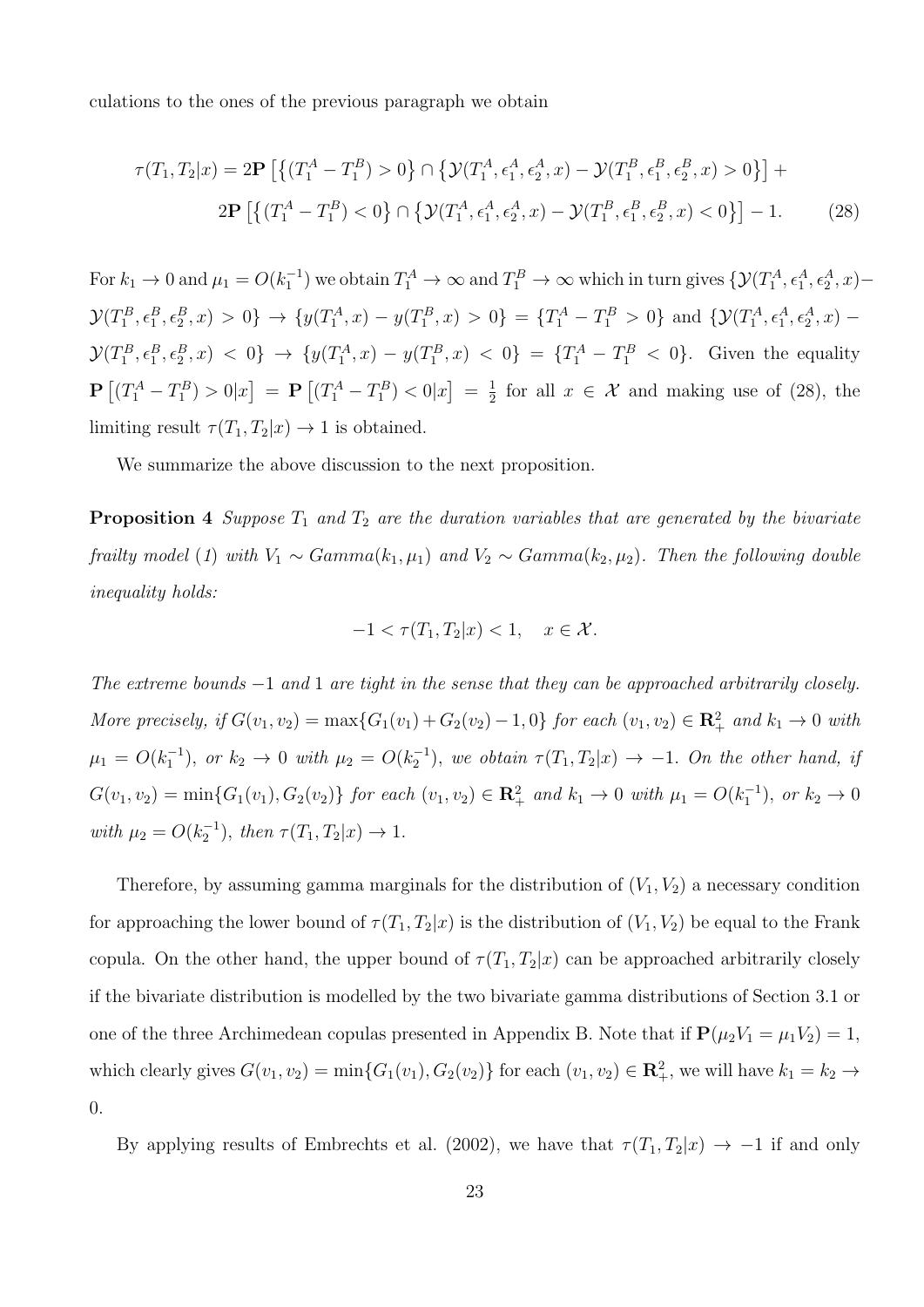culations to the ones of the previous paragraph we obtain

$$
\begin{aligned}
\tau(T_1, T_2|x) = 2\mathbf{P}\left[\left\{(T_1^A - T_1^B) > 0\right\} \cap \left\{\mathcal{Y}(T_1^A, \epsilon_1^A, \epsilon_2^A, x) - \mathcal{Y}(T_1^B, \epsilon_1^B, \epsilon_2^B, x) > 0\right\}\right] + \\
2\mathbf{P}\left[\left\{(T_1^A - T_1^B) < 0\right\} \cap \left\{\mathcal{Y}(T_1^A, \epsilon_1^A, \epsilon_2^A, x) - \mathcal{Y}(T_1^B, \epsilon_1^B, \epsilon_2^B, x) < 0\right\}\right] - 1. \qquad (28)
\end{aligned}
$$

For $k_1 \to 0$ and $\mu_1 = O(k_1^{-1})$ we obtain $T_1^A \to \infty$ and $T_1^B \to \infty$ which in turn gives $\{\mathcal{Y}(T_1^A, \epsilon_1^A, \epsilon_2^A, x) - \mathcal{Y}(T_1^B, \epsilon_1^B, \epsilon_2^B, x) > 0\} \to \{y(T_1^A, x) - y(T_1^B, x) > 0\} = \{T_1^A - T_1^B > 0\}$ and $\{\mathcal{Y}(T_1^A, \epsilon_1^A, \epsilon_2^A, x) - \mathcal{Y}(T_1^B, \epsilon_1^B, \epsilon_2^B, x) < 0\} \to \{y(T_1^A, x) - y(T_1^B, x) < 0\} = \{T_1^A - T_1^B < 0\}$. Given the equality $\mathbf{P}\left[(T_1^A - T_1^B) > 0|x\right] = \mathbf{P}\left[(T_1^A - T_1^B) < 0|x\right] = \frac{1}{2}$ for all $x \in \mathcal{X}$ and making use of (28), the limiting result $\tau(T_1, T_2|x) \to 1$ is obtained.

We summarize the above discussion to the next proposition.

**Proposition 4** *Suppose $T_1$ and $T_2$ are the duration variables that are generated by the bivariate frailty model (1) with $V_1 \sim Gamma(k_1, \mu_1)$ and $V_2 \sim Gamma(k_2, \mu_2)$. Then the following double inequality holds:*

$$
-1 < \tau(T_1, T_2|x) < 1, \quad x \in \mathcal{X}.
$$

*The extreme bounds $-1$ and $1$ are tight in the sense that they can be approached arbitrarily closely. More precisely, if $G(v_1, v_2) = \max\{G_1(v_1) + G_2(v_2) - 1, 0\}$ for each $(v_1, v_2) \in \mathbf{R}_+^2$ and $k_1 \to 0$ with $\mu_1 = O(k_1^{-1})$, or $k_2 \to 0$ with $\mu_2 = O(k_2^{-1})$, we obtain $\tau(T_1, T_2|x) \to -1$. On the other hand, if $G(v_1, v_2) = \min\{G_1(v_1), G_2(v_2)\}$ for each $(v_1, v_2) \in \mathbf{R}_+^2$ and $k_1 \to 0$ with $\mu_1 = O(k_1^{-1})$, or $k_2 \to 0$ with $\mu_2 = O(k_2^{-1})$, then $\tau(T_1, T_2|x) \to 1$.*

Therefore, by assuming gamma marginals for the distribution of $(V_1, V_2)$ a necessary condition for approaching the lower bound of $\tau(T_1, T_2|x)$ is the distribution of $(V_1, V_2)$ be equal to the Frank copula. On the other hand, the upper bound of $\tau(T_1, T_2|x)$ can be approached arbitrarily closely if the bivariate distribution is modelled by the two bivariate gamma distributions of Section 3.1 or one of the three Archimedean copulas presented in Appendix B. Note that if $\mathbf{P}(\mu_2 V_1 = \mu_1 V_2) = 1$, which clearly gives $G(v_1, v_2) = \min\{G_1(v_1), G_2(v_2)\}$ for each $(v_1, v_2) \in \mathbf{R}_+^2$, we will have $k_1 = k_2 \to 0$.

By applying results of Embrechts et al. (2002), we have that $\tau(T_1, T_2|x) \to -1$ if and only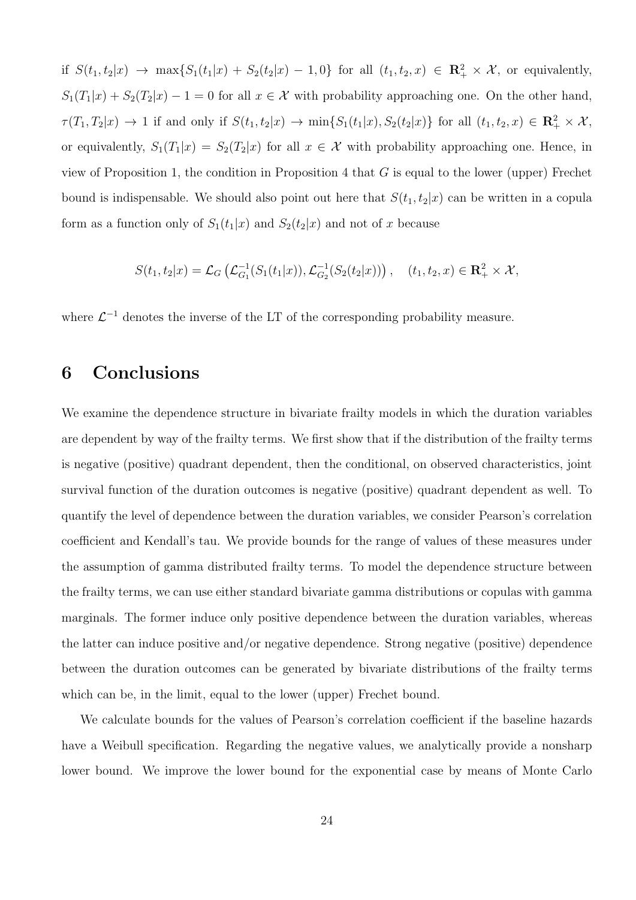if $S(t_1, t_2|x) \to \max\{S_1(t_1|x) + S_2(t_2|x) - 1, 0\}$ for all $(t_1, t_2, x) \in \mathbf{R}_+^2 \times \mathcal{X}$, or equivalently, $S_1(T_1|x) + S_2(T_2|x) - 1 = 0$ for all $x \in \mathcal{X}$ with probability approaching one. On the other hand, $\tau(T_1, T_2|x) \to 1$ if and only if $S(t_1, t_2|x) \to \min\{S_1(t_1|x), S_2(t_2|x)\}$ for all $(t_1, t_2, x) \in \mathbf{R}_+^2 \times \mathcal{X}$, or equivalently, $S_1(T_1|x) = S_2(T_2|x)$ for all $x \in \mathcal{X}$ with probability approaching one. Hence, in view of Proposition 1, the condition in Proposition 4 that $G$ is equal to the lower (upper) Frechet bound is indispensable. We should also point out here that $S(t_1, t_2|x)$ can be written in a copula form as a function only of $S_1(t_1|x)$ and $S_2(t_2|x)$ and not of $x$ because

$$S(t_1, t_2|x) = \mathcal{L}_G\left(\mathcal{L}_{G_1}^{-1}(S_1(t_1|x)), \mathcal{L}_{G_2}^{-1}(S_2(t_2|x))\right), \quad (t_1, t_2, x) \in \mathbf{R}_+^2 \times \mathcal{X},$$

where $\mathcal{L}^{-1}$ denotes the inverse of the LT of the corresponding probability measure.

# 6 Conclusions

We examine the dependence structure in bivariate frailty models in which the duration variables are dependent by way of the frailty terms. We first show that if the distribution of the frailty terms is negative (positive) quadrant dependent, then the conditional, on observed characteristics, joint survival function of the duration outcomes is negative (positive) quadrant dependent as well. To quantify the level of dependence between the duration variables, we consider Pearson's correlation coefficient and Kendall's tau. We provide bounds for the range of values of these measures under the assumption of gamma distributed frailty terms. To model the dependence structure between the frailty terms, we can use either standard bivariate gamma distributions or copulas with gamma marginals. The former induce only positive dependence between the duration variables, whereas the latter can induce positive and/or negative dependence. Strong negative (positive) dependence between the duration outcomes can be generated by bivariate distributions of the frailty terms which can be, in the limit, equal to the lower (upper) Frechet bound.

We calculate bounds for the values of Pearson's correlation coefficient if the baseline hazards have a Weibull specification. Regarding the negative values, we analytically provide a nonsharp lower bound. We improve the lower bound for the exponential case by means of Monte Carlo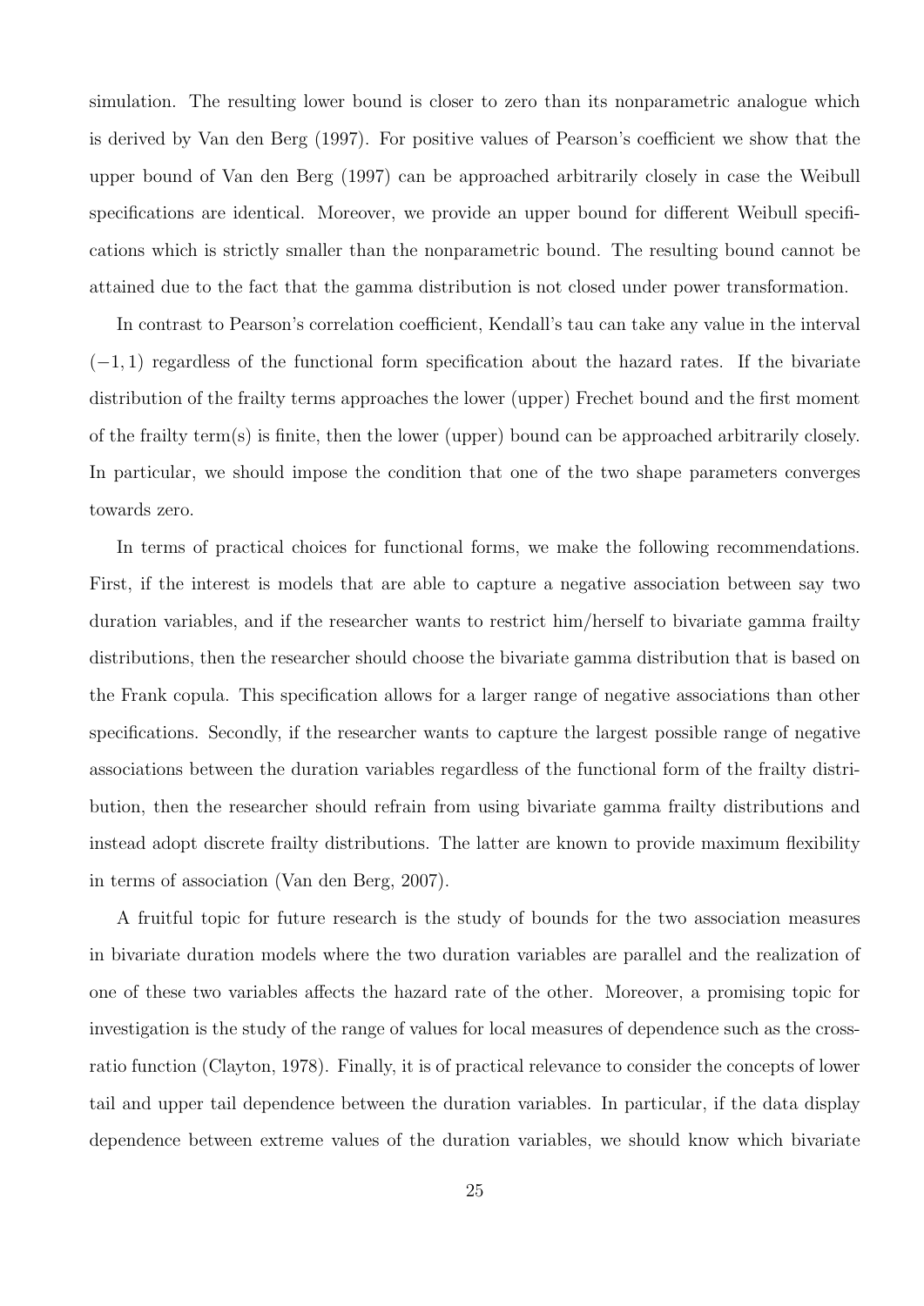simulation. The resulting lower bound is closer to zero than its nonparametric analogue which is derived by Van den Berg (1997). For positive values of Pearson's coefficient we show that the upper bound of Van den Berg (1997) can be approached arbitrarily closely in case the Weibull specifications are identical. Moreover, we provide an upper bound for different Weibull specifications which is strictly smaller than the nonparametric bound. The resulting bound cannot be attained due to the fact that the gamma distribution is not closed under power transformation.

In contrast to Pearson's correlation coefficient, Kendall's tau can take any value in the interval $(-1, 1)$ regardless of the functional form specification about the hazard rates. If the bivariate distribution of the frailty terms approaches the lower (upper) Frechet bound and the first moment of the frailty term(s) is finite, then the lower (upper) bound can be approached arbitrarily closely. In particular, we should impose the condition that one of the two shape parameters converges towards zero.

In terms of practical choices for functional forms, we make the following recommendations. First, if the interest is models that are able to capture a negative association between say two duration variables, and if the researcher wants to restrict him/herself to bivariate gamma frailty distributions, then the researcher should choose the bivariate gamma distribution that is based on the Frank copula. This specification allows for a larger range of negative associations than other specifications. Secondly, if the researcher wants to capture the largest possible range of negative associations between the duration variables regardless of the functional form of the frailty distribution, then the researcher should refrain from using bivariate gamma frailty distributions and instead adopt discrete frailty distributions. The latter are known to provide maximum flexibility in terms of association (Van den Berg, 2007).

A fruitful topic for future research is the study of bounds for the two association measures in bivariate duration models where the two duration variables are parallel and the realization of one of these two variables affects the hazard rate of the other. Moreover, a promising topic for investigation is the study of the range of values for local measures of dependence such as the cross-ratio function (Clayton, 1978). Finally, it is of practical relevance to consider the concepts of lower tail and upper tail dependence between the duration variables. In particular, if the data display dependence between extreme values of the duration variables, we should know which bivariate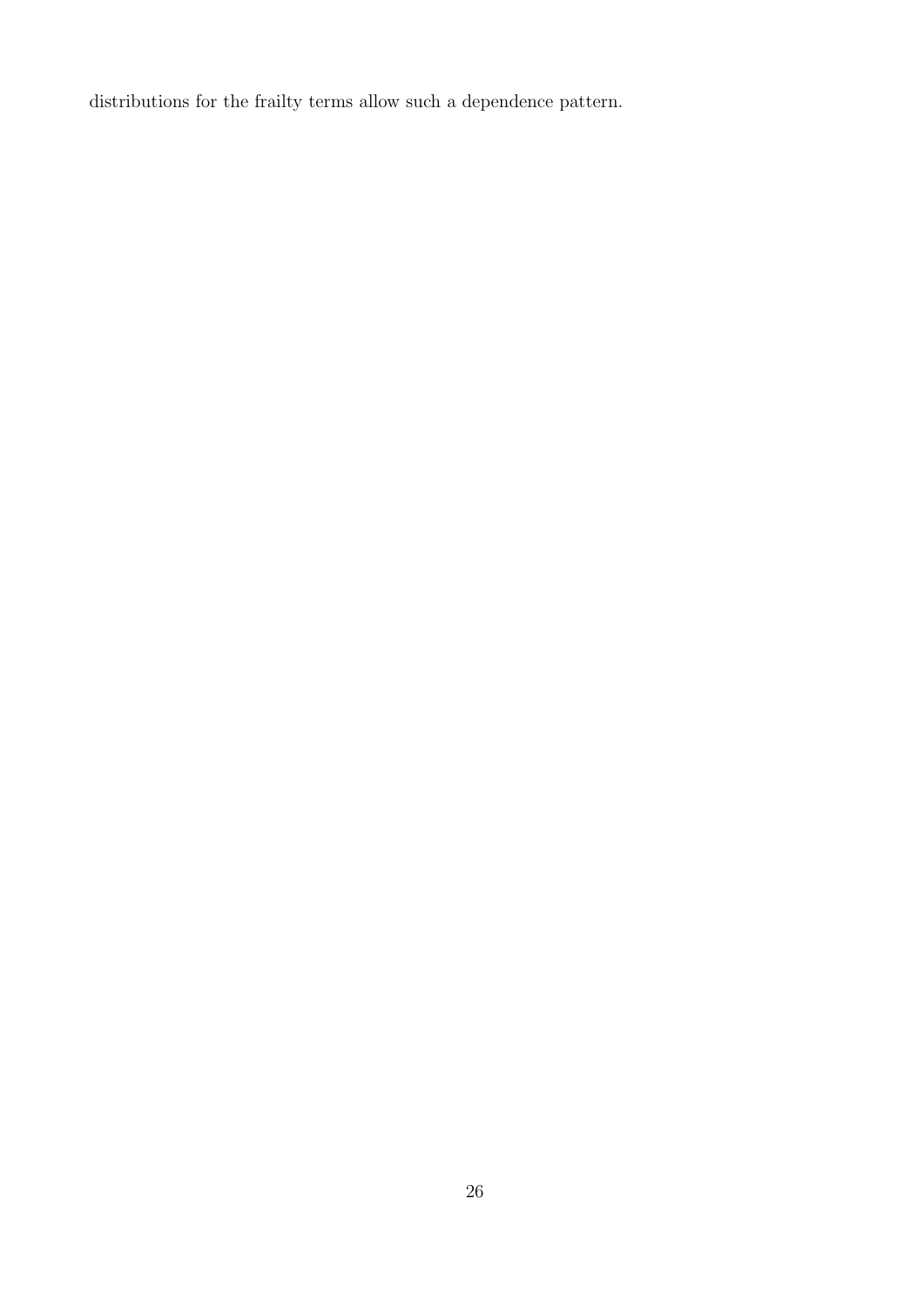distributions for the frailty terms allow such a dependence pattern.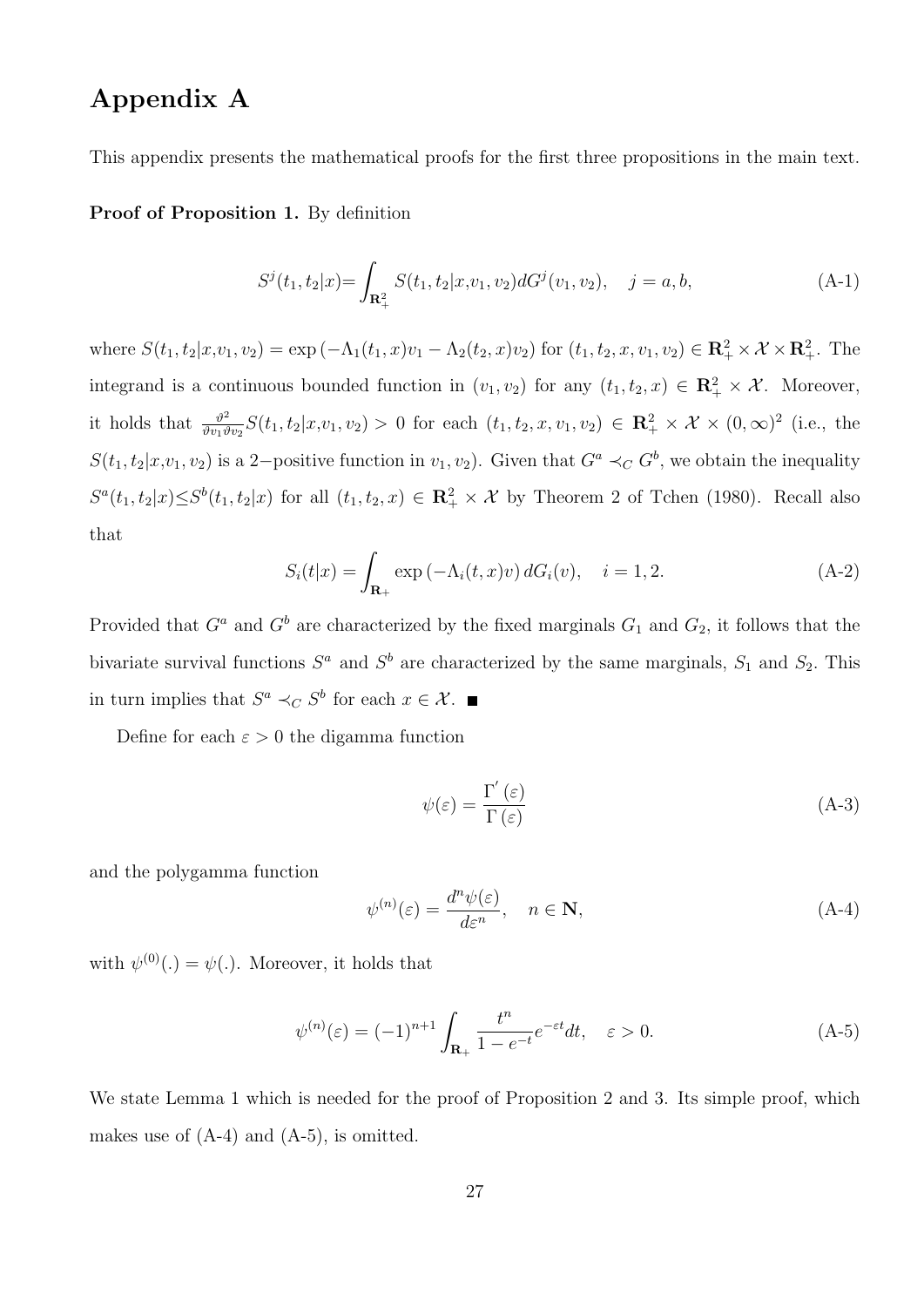# Appendix A

This appendix presents the mathematical proofs for the first three propositions in the main text.

**Proof of Proposition 1.** By definition

$$S^j(t_1, t_2|x) = \int_{\mathbf{R}_+^2} S(t_1, t_2|x, v_1, v_2) dG^j(v_1, v_2), \quad j = a, b, \tag{A-1}$$

where $S(t_1, t_2|x, v_1, v_2) = \exp(-\Lambda_1(t_1, x)v_1 - \Lambda_2(t_2, x)v_2)$ for $(t_1, t_2, x, v_1, v_2) \in \mathbf{R}_+^2 \times \mathcal{X} \times \mathbf{R}_+^2$. The integrand is a continuous bounded function in $(v_1, v_2)$ for any $(t_1, t_2, x) \in \mathbf{R}_+^2 \times \mathcal{X}$. Moreover, it holds that $\frac{\vartheta^2}{\vartheta v_1 \vartheta v_2} S(t_1, t_2|x, v_1, v_2) > 0$ for each $(t_1, t_2, x, v_1, v_2) \in \mathbf{R}_+^2 \times \mathcal{X} \times (0, \infty)^2$ (i.e., the $S(t_1, t_2|x, v_1, v_2)$ is a 2−positive function in $v_1, v_2$). Given that $G^a \prec_C G^b$, we obtain the inequality $S^a(t_1, t_2|x) \leq S^b(t_1, t_2|x)$ for all $(t_1, t_2, x) \in \mathbf{R}_+^2 \times \mathcal{X}$ by Theorem 2 of Tchen (1980). Recall also that

$$S_i(t|x) = \int_{\mathbf{R}_+} \exp(-\Lambda_i(t, x)v) \, dG_i(v), \quad i = 1, 2. \tag{A-2}$$

Provided that $G^a$ and $G^b$ are characterized by the fixed marginals $G_1$ and $G_2$, it follows that the bivariate survival functions $S^a$ and $S^b$ are characterized by the same marginals, $S_1$ and $S_2$. This in turn implies that $S^a \prec_C S^b$ for each $x \in \mathcal{X}$. ■

Define for each $\varepsilon > 0$ the digamma function

$$\psi(\varepsilon) = \frac{\Gamma'(\varepsilon)}{\Gamma(\varepsilon)} \tag{A-3}$$

and the polygamma function

$$\psi^{(n)}(\varepsilon) = \frac{d^n \psi(\varepsilon)}{d\varepsilon^n}, \quad n \in \mathbf{N}, \tag{A-4}$$

with $\psi^{(0)}(.) = \psi(.)$. Moreover, it holds that

$$\psi^{(n)}(\varepsilon) = (-1)^{n+1} \int_{\mathbf{R}_+} \frac{t^n}{1 - e^{-t}} e^{-\varepsilon t} dt, \quad \varepsilon > 0. \tag{A-5}$$

We state Lemma 1 which is needed for the proof of Proposition 2 and 3. Its simple proof, which makes use of (A-4) and (A-5), is omitted.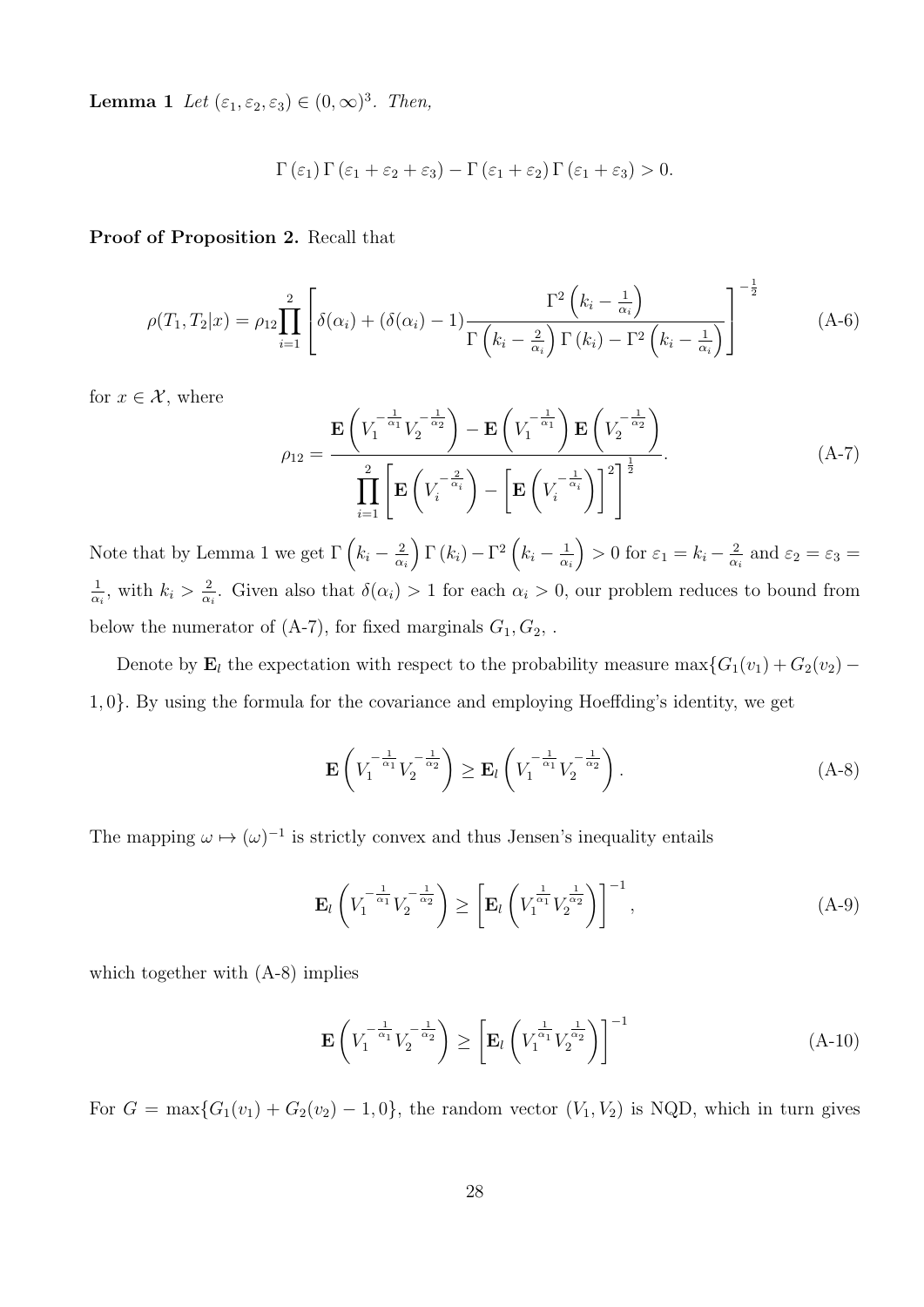**Lemma 1** *Let* $(\varepsilon_1, \varepsilon_2, \varepsilon_3) \in (0, \infty)^3$. *Then,*

$$\Gamma(\varepsilon_1)\Gamma(\varepsilon_1 + \varepsilon_2 + \varepsilon_3) - \Gamma(\varepsilon_1 + \varepsilon_2)\Gamma(\varepsilon_1 + \varepsilon_3) > 0.$$

**Proof of Proposition 2.** Recall that

$$\rho(T_1, T_2|x) = \rho_{12}\prod_{i=1}^{2}\left[\delta(\alpha_i) + (\delta(\alpha_i) - 1)\frac{\Gamma^2\left(k_i - \frac{1}{\alpha_i}\right)}{\Gamma\left(k_i - \frac{2}{\alpha_i}\right)\Gamma(k_i) - \Gamma^2\left(k_i - \frac{1}{\alpha_i}\right)}\right]^{-\frac{1}{2}} \tag{A-6}$$

for $x \in \mathcal{X}$, where

$$\rho_{12} = \frac{\mathbf{E}\left(V_1^{-\frac{1}{\alpha_1}}V_2^{-\frac{1}{\alpha_2}}\right) - \mathbf{E}\left(V_1^{-\frac{1}{\alpha_1}}\right)\mathbf{E}\left(V_2^{-\frac{1}{\alpha_2}}\right)}{\prod_{i=1}^{2}\left[\mathbf{E}\left(V_i^{-\frac{2}{\alpha_i}}\right) - \left[\mathbf{E}\left(V_i^{-\frac{1}{\alpha_i}}\right)\right]^2\right]^{\frac{1}{2}}}. \tag{A-7}$$

Note that by Lemma 1 we get $\Gamma\left(k_i - \frac{2}{\alpha_i}\right)\Gamma(k_i) - \Gamma^2\left(k_i - \frac{1}{\alpha_i}\right) > 0$ for $\varepsilon_1 = k_i - \frac{2}{\alpha_i}$ and $\varepsilon_2 = \varepsilon_3 = \frac{1}{\alpha_i}$, with $k_i > \frac{2}{\alpha_i}$. Given also that $\delta(\alpha_i) > 1$ for each $\alpha_i > 0$, our problem reduces to bound from below the numerator of (A-7), for fixed marginals $G_1, G_2$, .

Denote by $\mathbf{E}_l$ the expectation with respect to the probability measure $\max\{G_1(v_1) + G_2(v_2) - 1, 0\}$. By using the formula for the covariance and employing Hoeffding's identity, we get

$$\mathbf{E}\left(V_1^{-\frac{1}{\alpha_1}}V_2^{-\frac{1}{\alpha_2}}\right) \geq \mathbf{E}_l\left(V_1^{-\frac{1}{\alpha_1}}V_2^{-\frac{1}{\alpha_2}}\right). \tag{A-8}$$

The mapping $\omega \mapsto (\omega)^{-1}$ is strictly convex and thus Jensen's inequality entails

$$\mathbf{E}_l\left(V_1^{-\frac{1}{\alpha_1}}V_2^{-\frac{1}{\alpha_2}}\right) \geq \left[\mathbf{E}_l\left(V_1^{\frac{1}{\alpha_1}}V_2^{\frac{1}{\alpha_2}}\right)\right]^{-1}, \tag{A-9}$$

which together with (A-8) implies

$$\mathbf{E}\left(V_1^{-\frac{1}{\alpha_1}}V_2^{-\frac{1}{\alpha_2}}\right) \geq \left[\mathbf{E}_l\left(V_1^{\frac{1}{\alpha_1}}V_2^{\frac{1}{\alpha_2}}\right)\right]^{-1} \tag{A-10}$$

For $G = \max\{G_1(v_1) + G_2(v_2) - 1, 0\}$, the random vector $(V_1, V_2)$ is NQD, which in turn gives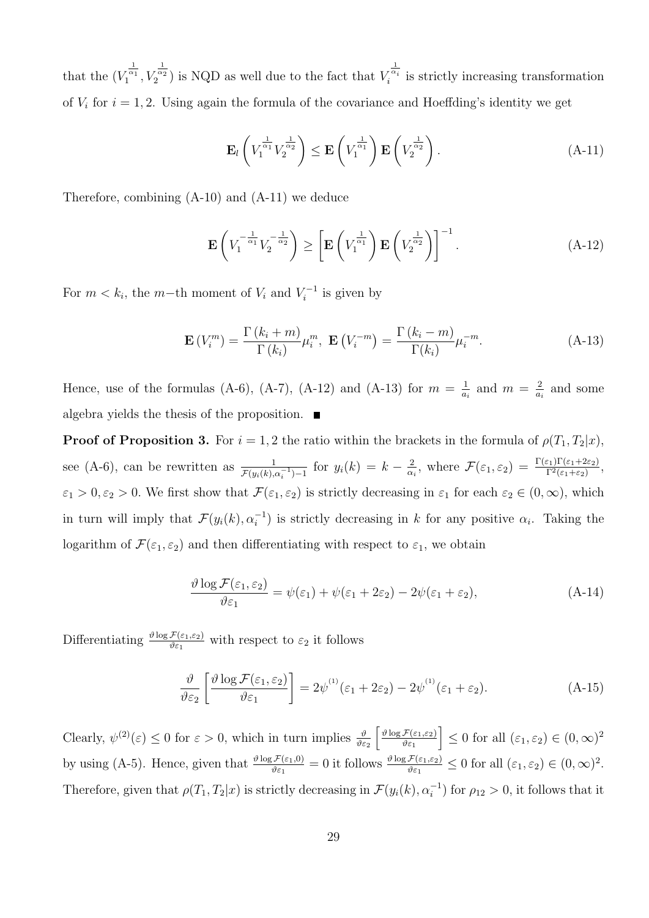that the $(V_1^{\frac{1}{\alpha_1}}, V_2^{\frac{1}{\alpha_2}})$ is NQD as well due to the fact that $V_i^{\frac{1}{\alpha_i}}$ is strictly increasing transformation of $V_i$ for $i = 1, 2$. Using again the formula of the covariance and Hoeffding's identity we get

$$\mathbf{E}_l\left(V_1^{\frac{1}{\alpha_1}} V_2^{\frac{1}{\alpha_2}}\right) \leq \mathbf{E}\left(V_1^{\frac{1}{\alpha_1}}\right) \mathbf{E}\left(V_2^{\frac{1}{\alpha_2}}\right). \tag{A-11}$$

Therefore, combining (A-10) and (A-11) we deduce

$$\mathbf{E}\left(V_1^{-\frac{1}{\alpha_1}} V_2^{-\frac{1}{\alpha_2}}\right) \geq \left[\mathbf{E}\left(V_1^{\frac{1}{\alpha_1}}\right) \mathbf{E}\left(V_2^{\frac{1}{\alpha_2}}\right)\right]^{-1}. \tag{A-12}$$

For $m < k_i$, the $m-$th moment of $V_i$ and $V_i^{-1}$ is given by

$$\mathbf{E}\left(V_i^m\right) = \frac{\Gamma\left(k_i + m\right)}{\Gamma\left(k_i\right)} \mu_i^m,\ \mathbf{E}\left(V_i^{-m}\right) = \frac{\Gamma\left(k_i - m\right)}{\Gamma(k_i)} \mu_i^{-m}. \tag{A-13}$$

Hence, use of the formulas (A-6), (A-7), (A-12) and (A-13) for $m = \frac{1}{a_i}$ and $m = \frac{2}{a_i}$ and some algebra yields the thesis of the proposition. ■

**Proof of Proposition 3.** For $i = 1, 2$ the ratio within the brackets in the formula of $\rho(T_1, T_2|x)$, see (A-6), can be rewritten as $\frac{1}{\mathcal{F}(y_i(k), \alpha_i^{-1}) - 1}$ for $y_i(k) = k - \frac{2}{\alpha_i}$, where $\mathcal{F}(\varepsilon_1, \varepsilon_2) = \frac{\Gamma(\varepsilon_1)\Gamma(\varepsilon_1 + 2\varepsilon_2)}{\Gamma^2(\varepsilon_1 + \varepsilon_2)}$, $\varepsilon_1 > 0, \varepsilon_2 > 0$. We first show that $\mathcal{F}(\varepsilon_1, \varepsilon_2)$ is strictly decreasing in $\varepsilon_1$ for each $\varepsilon_2 \in (0, \infty)$, which in turn will imply that $\mathcal{F}(y_i(k), \alpha_i^{-1})$ is strictly decreasing in $k$ for any positive $\alpha_i$. Taking the logarithm of $\mathcal{F}(\varepsilon_1, \varepsilon_2)$ and then differentiating with respect to $\varepsilon_1$, we obtain

$$\frac{\vartheta \log \mathcal{F}(\varepsilon_1, \varepsilon_2)}{\vartheta \varepsilon_1} = \psi(\varepsilon_1) + \psi(\varepsilon_1 + 2\varepsilon_2) - 2\psi(\varepsilon_1 + \varepsilon_2), \tag{A-14}$$

Differentiating $\frac{\vartheta \log \mathcal{F}(\varepsilon_1, \varepsilon_2)}{\vartheta \varepsilon_1}$ with respect to $\varepsilon_2$ it follows

$$\frac{\vartheta}{\vartheta \varepsilon_2}\left[\frac{\vartheta \log \mathcal{F}(\varepsilon_1, \varepsilon_2)}{\vartheta \varepsilon_1}\right] = 2\psi^{(1)}(\varepsilon_1 + 2\varepsilon_2) - 2\psi^{(1)}(\varepsilon_1 + \varepsilon_2). \tag{A-15}$$

Clearly, $\psi^{(2)}(\varepsilon) \leq 0$ for $\varepsilon > 0$, which in turn implies $\frac{\vartheta}{\vartheta \varepsilon_2}\left[\frac{\vartheta \log \mathcal{F}(\varepsilon_1, \varepsilon_2)}{\vartheta \varepsilon_1}\right] \leq 0$ for all $(\varepsilon_1, \varepsilon_2) \in (0, \infty)^2$ by using (A-5). Hence, given that $\frac{\vartheta \log \mathcal{F}(\varepsilon_1, 0)}{\vartheta \varepsilon_1} = 0$ it follows $\frac{\vartheta \log \mathcal{F}(\varepsilon_1, \varepsilon_2)}{\vartheta \varepsilon_1} \leq 0$ for all $(\varepsilon_1, \varepsilon_2) \in (0, \infty)^2$. Therefore, given that $\rho(T_1, T_2|x)$ is strictly decreasing in $\mathcal{F}(y_i(k), \alpha_i^{-1})$ for $\rho_{12} > 0$, it follows that it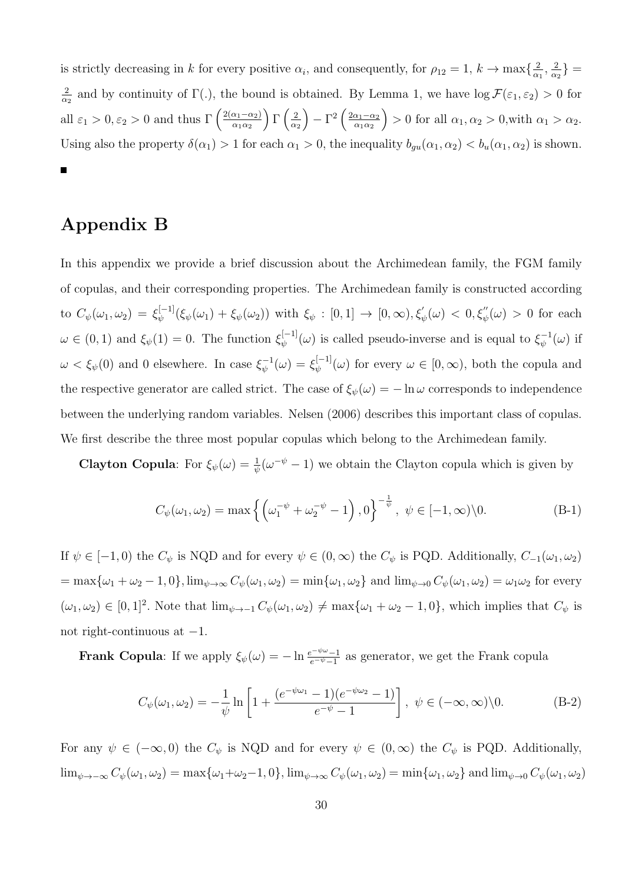is strictly decreasing in $k$ for every positive $\alpha_i$, and consequently, for $\rho_{12} = 1$, $k \to \max\{\frac{2}{\alpha_1}, \frac{2}{\alpha_2}\} = \frac{2}{\alpha_2}$ and by continuity of $\Gamma(.)$, the bound is obtained. By Lemma 1, we have $\log \mathcal{F}(\varepsilon_1, \varepsilon_2) > 0$ for all $\varepsilon_1 > 0, \varepsilon_2 > 0$ and thus $\Gamma\left(\frac{2(\alpha_1-\alpha_2)}{\alpha_1\alpha_2}\right)\Gamma\left(\frac{2}{\alpha_2}\right) - \Gamma^2\left(\frac{2\alpha_1-\alpha_2}{\alpha_1\alpha_2}\right) > 0$ for all $\alpha_1, \alpha_2 > 0$,with $\alpha_1 > \alpha_2$. Using also the property $\delta(\alpha_1) > 1$ for each $\alpha_1 > 0$, the inequality $b_{gu}(\alpha_1, \alpha_2) < b_u(\alpha_1, \alpha_2)$ is shown. ■

# Appendix B

In this appendix we provide a brief discussion about the Archimedean family, the FGM family of copulas, and their corresponding properties. The Archimedean family is constructed according to $C_\psi(\omega_1, \omega_2) = \xi_\psi^{[-1]}(\xi_\psi(\omega_1) + \xi_\psi(\omega_2))$ with $\xi_\psi : [0,1] \to [0,\infty), \xi_\psi'(\omega) < 0, \xi_\psi''(\omega) > 0$ for each $\omega \in (0,1)$ and $\xi_\psi(1) = 0$. The function $\xi_\psi^{[-1]}(\omega)$ is called pseudo-inverse and is equal to $\xi_\psi^{-1}(\omega)$ if $\omega < \xi_\psi(0)$ and 0 elsewhere. In case $\xi_\psi^{-1}(\omega) = \xi_\psi^{[-1]}(\omega)$ for every $\omega \in [0,\infty)$, both the copula and the respective generator are called strict. The case of $\xi_\psi(\omega) = -\ln\omega$ corresponds to independence between the underlying random variables. Nelsen (2006) describes this important class of copulas. We first describe the three most popular copulas which belong to the Archimedean family.

**Clayton Copula**: For $\xi_\psi(\omega) = \frac{1}{\psi}(\omega^{-\psi} - 1)$ we obtain the Clayton copula which is given by

$$C_\psi(\omega_1, \omega_2) = \max\left\{\left(\omega_1^{-\psi} + \omega_2^{-\psi} - 1\right), 0\right\}^{-\frac{1}{\psi}}, \ \psi \in [-1,\infty)\backslash 0. \tag{B-1}$$

If $\psi \in [-1, 0)$ the $C_\psi$ is NQD and for every $\psi \in (0,\infty)$ the $C_\psi$ is PQD. Additionally, $C_{-1}(\omega_1, \omega_2)$ $= \max\{\omega_1 + \omega_2 - 1, 0\}, \lim_{\psi\to\infty} C_\psi(\omega_1, \omega_2) = \min\{\omega_1, \omega_2\}$ and $\lim_{\psi\to 0} C_\psi(\omega_1, \omega_2) = \omega_1\omega_2$ for every $(\omega_1, \omega_2) \in [0,1]^2$. Note that $\lim_{\psi\to -1} C_\psi(\omega_1, \omega_2) \neq \max\{\omega_1 + \omega_2 - 1, 0\}$, which implies that $C_\psi$ is not right-continuous at $-1$.

**Frank Copula**: If we apply $\xi_\psi(\omega) = -\ln\frac{e^{-\psi\omega}-1}{e^{-\psi}-1}$ as generator, we get the Frank copula

$$C_\psi(\omega_1, \omega_2) = -\frac{1}{\psi}\ln\left[1 + \frac{(e^{-\psi\omega_1} - 1)(e^{-\psi\omega_2} - 1)}{e^{-\psi} - 1}\right], \ \psi \in (-\infty,\infty)\backslash 0. \tag{B-2}$$

For any $\psi \in (-\infty, 0)$ the $C_\psi$ is NQD and for every $\psi \in (0,\infty)$ the $C_\psi$ is PQD. Additionally, $\lim_{\psi\to-\infty} C_\psi(\omega_1, \omega_2) = \max\{\omega_1+\omega_2-1, 0\}, \lim_{\psi\to\infty} C_\psi(\omega_1, \omega_2) = \min\{\omega_1, \omega_2\}$ and $\lim_{\psi\to 0} C_\psi(\omega_1, \omega_2)$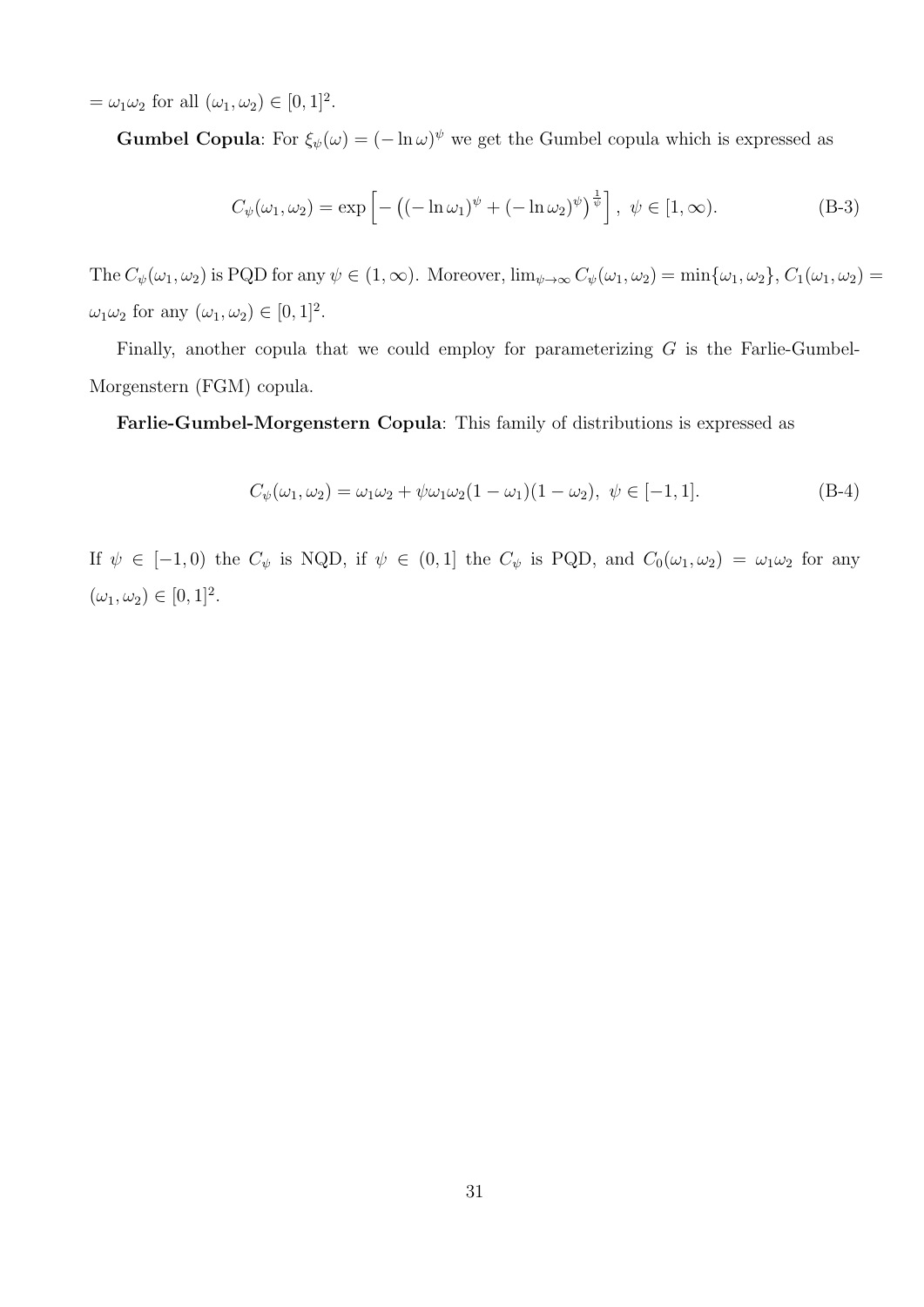$= \omega_1\omega_2$ for all $(\omega_1, \omega_2) \in [0,1]^2$.

**Gumbel Copula**: For $\xi_\psi(\omega) = (-\ln \omega)^\psi$ we get the Gumbel copula which is expressed as

$$C_\psi(\omega_1, \omega_2) = \exp\left[-\left((-\ln \omega_1)^\psi + (-\ln \omega_2)^\psi\right)^{\frac{1}{\psi}}\right], \ \psi \in [1, \infty). \tag{B-3}$$

The $C_\psi(\omega_1, \omega_2)$ is PQD for any $\psi \in (1, \infty)$. Moreover, $\lim_{\psi \to \infty} C_\psi(\omega_1, \omega_2) = \min\{\omega_1, \omega_2\}$, $C_1(\omega_1, \omega_2) = \omega_1\omega_2$ for any $(\omega_1, \omega_2) \in [0,1]^2$.

Finally, another copula that we could employ for parameterizing $G$ is the Farlie-Gumbel-Morgenstern (FGM) copula.

**Farlie-Gumbel-Morgenstern Copula**: This family of distributions is expressed as

$$C_\psi(\omega_1, \omega_2) = \omega_1\omega_2 + \psi\omega_1\omega_2(1-\omega_1)(1-\omega_2), \ \psi \in [-1, 1]. \tag{B-4}$$

If $\psi \in [-1, 0)$ the $C_\psi$ is NQD, if $\psi \in (0, 1]$ the $C_\psi$ is PQD, and $C_0(\omega_1, \omega_2) = \omega_1\omega_2$ for any $(\omega_1, \omega_2) \in [0,1]^2$.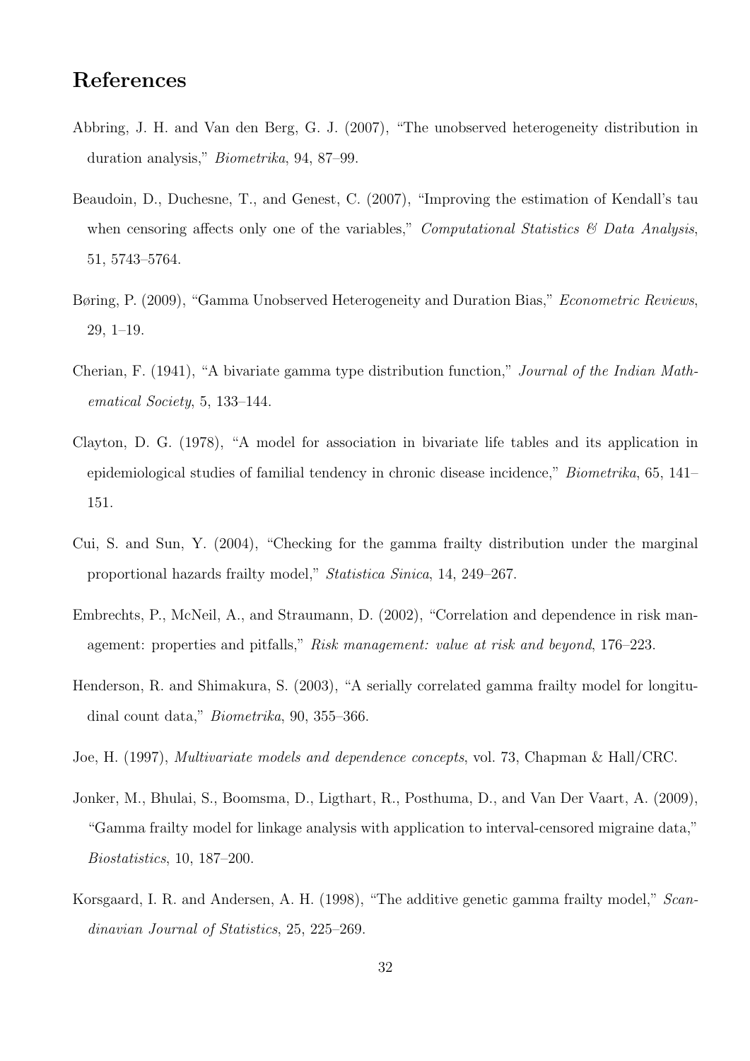# References

Abbring, J. H. and Van den Berg, G. J. (2007), "The unobserved heterogeneity distribution in duration analysis," *Biometrika*, 94, 87–99.

Beaudoin, D., Duchesne, T., and Genest, C. (2007), "Improving the estimation of Kendall's tau when censoring affects only one of the variables," *Computational Statistics & Data Analysis*, 51, 5743–5764.

Børing, P. (2009), "Gamma Unobserved Heterogeneity and Duration Bias," *Econometric Reviews*, 29, 1–19.

Cherian, F. (1941), "A bivariate gamma type distribution function," *Journal of the Indian Mathematical Society*, 5, 133–144.

Clayton, D. G. (1978), "A model for association in bivariate life tables and its application in epidemiological studies of familial tendency in chronic disease incidence," *Biometrika*, 65, 141–151.

Cui, S. and Sun, Y. (2004), "Checking for the gamma frailty distribution under the marginal proportional hazards frailty model," *Statistica Sinica*, 14, 249–267.

Embrechts, P., McNeil, A., and Straumann, D. (2002), "Correlation and dependence in risk management: properties and pitfalls," *Risk management: value at risk and beyond*, 176–223.

Henderson, R. and Shimakura, S. (2003), "A serially correlated gamma frailty model for longitudinal count data," *Biometrika*, 90, 355–366.

Joe, H. (1997), *Multivariate models and dependence concepts*, vol. 73, Chapman & Hall/CRC.

Jonker, M., Bhulai, S., Boomsma, D., Ligthart, R., Posthuma, D., and Van Der Vaart, A. (2009), "Gamma frailty model for linkage analysis with application to interval-censored migraine data," *Biostatistics*, 10, 187–200.

Korsgaard, I. R. and Andersen, A. H. (1998), "The additive genetic gamma frailty model," *Scandinavian Journal of Statistics*, 25, 225–269.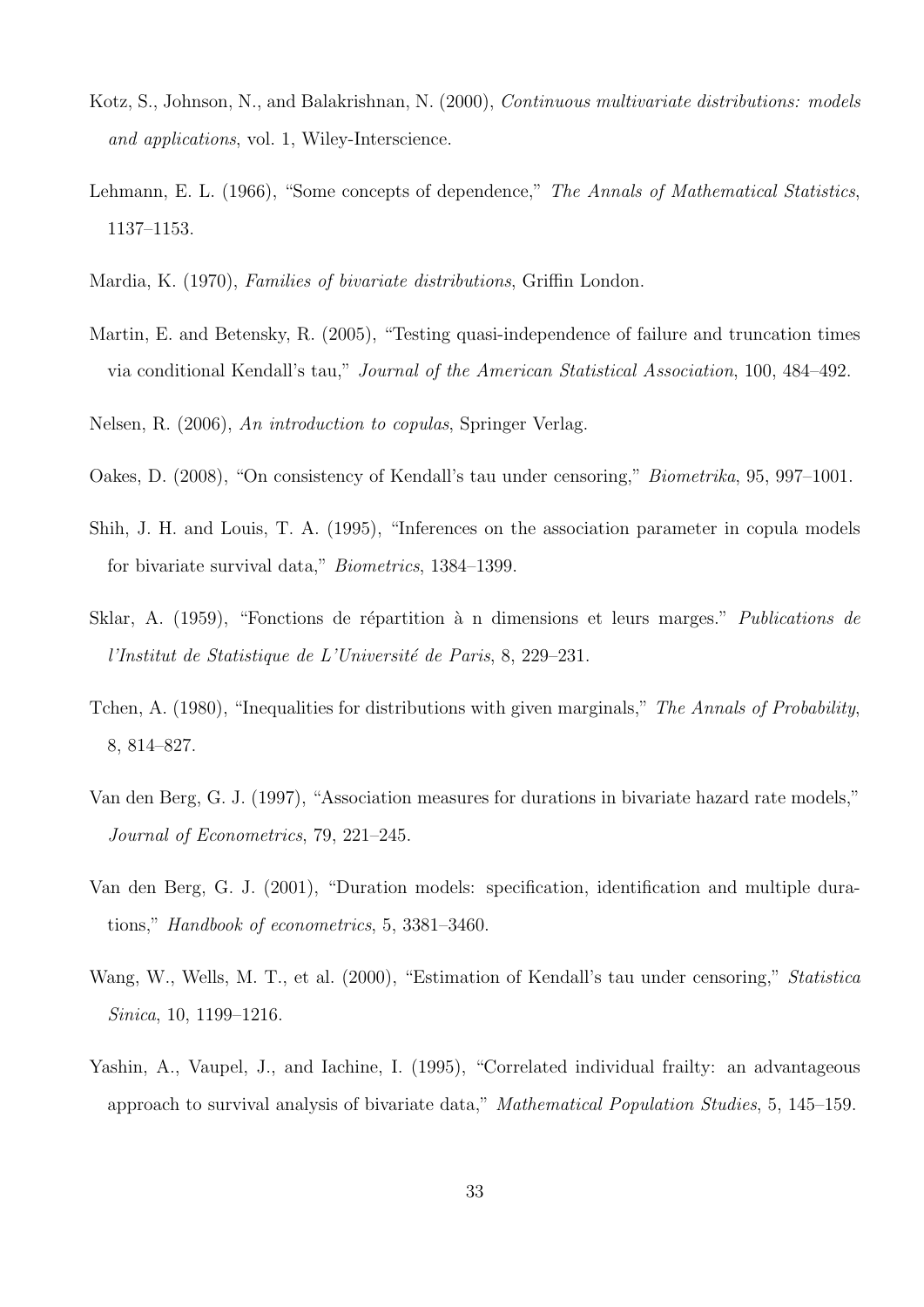Kotz, S., Johnson, N., and Balakrishnan, N. (2000), *Continuous multivariate distributions: models and applications*, vol. 1, Wiley-Interscience.

Lehmann, E. L. (1966), "Some concepts of dependence," *The Annals of Mathematical Statistics*, 1137–1153.

Mardia, K. (1970), *Families of bivariate distributions*, Griffin London.

Martin, E. and Betensky, R. (2005), "Testing quasi-independence of failure and truncation times via conditional Kendall's tau," *Journal of the American Statistical Association*, 100, 484–492.

Nelsen, R. (2006), *An introduction to copulas*, Springer Verlag.

Oakes, D. (2008), "On consistency of Kendall's tau under censoring," *Biometrika*, 95, 997–1001.

Shih, J. H. and Louis, T. A. (1995), "Inferences on the association parameter in copula models for bivariate survival data," *Biometrics*, 1384–1399.

Sklar, A. (1959), "Fonctions de répartition à n dimensions et leurs marges." *Publications de l'Institut de Statistique de L'Université de Paris*, 8, 229–231.

Tchen, A. (1980), "Inequalities for distributions with given marginals," *The Annals of Probability*, 8, 814–827.

Van den Berg, G. J. (1997), "Association measures for durations in bivariate hazard rate models," *Journal of Econometrics*, 79, 221–245.

Van den Berg, G. J. (2001), "Duration models: specification, identification and multiple durations," *Handbook of econometrics*, 5, 3381–3460.

Wang, W., Wells, M. T., et al. (2000), "Estimation of Kendall's tau under censoring," *Statistica Sinica*, 10, 1199–1216.

Yashin, A., Vaupel, J., and Iachine, I. (1995), "Correlated individual frailty: an advantageous approach to survival analysis of bivariate data," *Mathematical Population Studies*, 5, 145–159.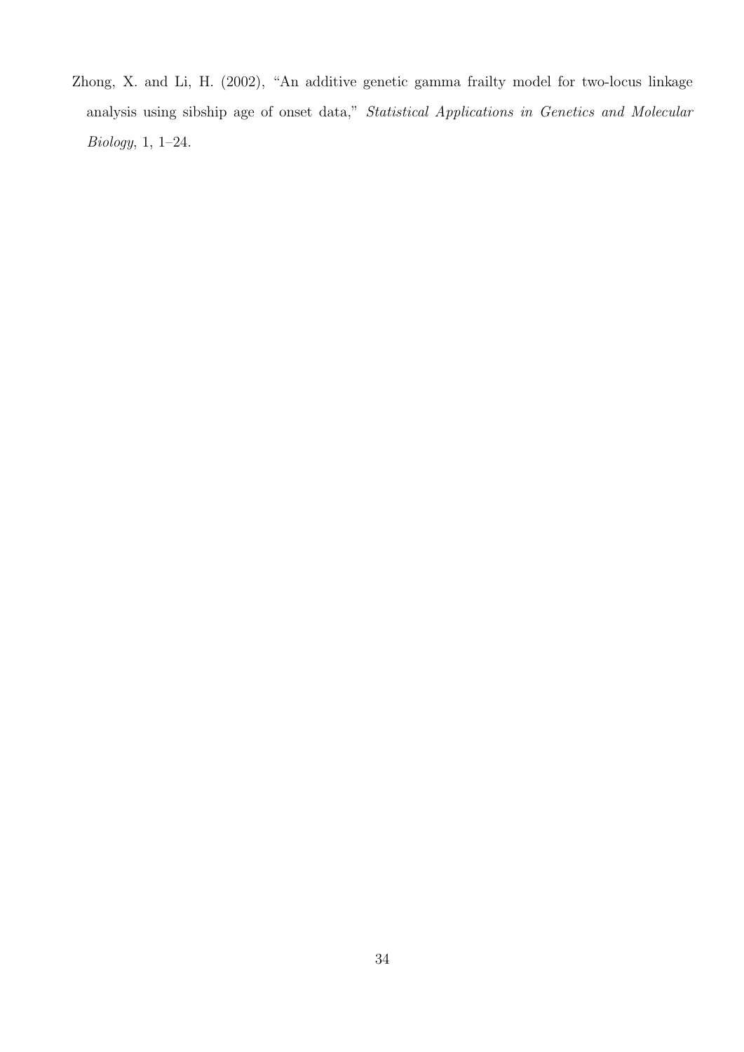Zhong, X. and Li, H. (2002), "An additive genetic gamma frailty model for two-locus linkage analysis using sibship age of onset data," *Statistical Applications in Genetics and Molecular Biology*, 1, 1–24.